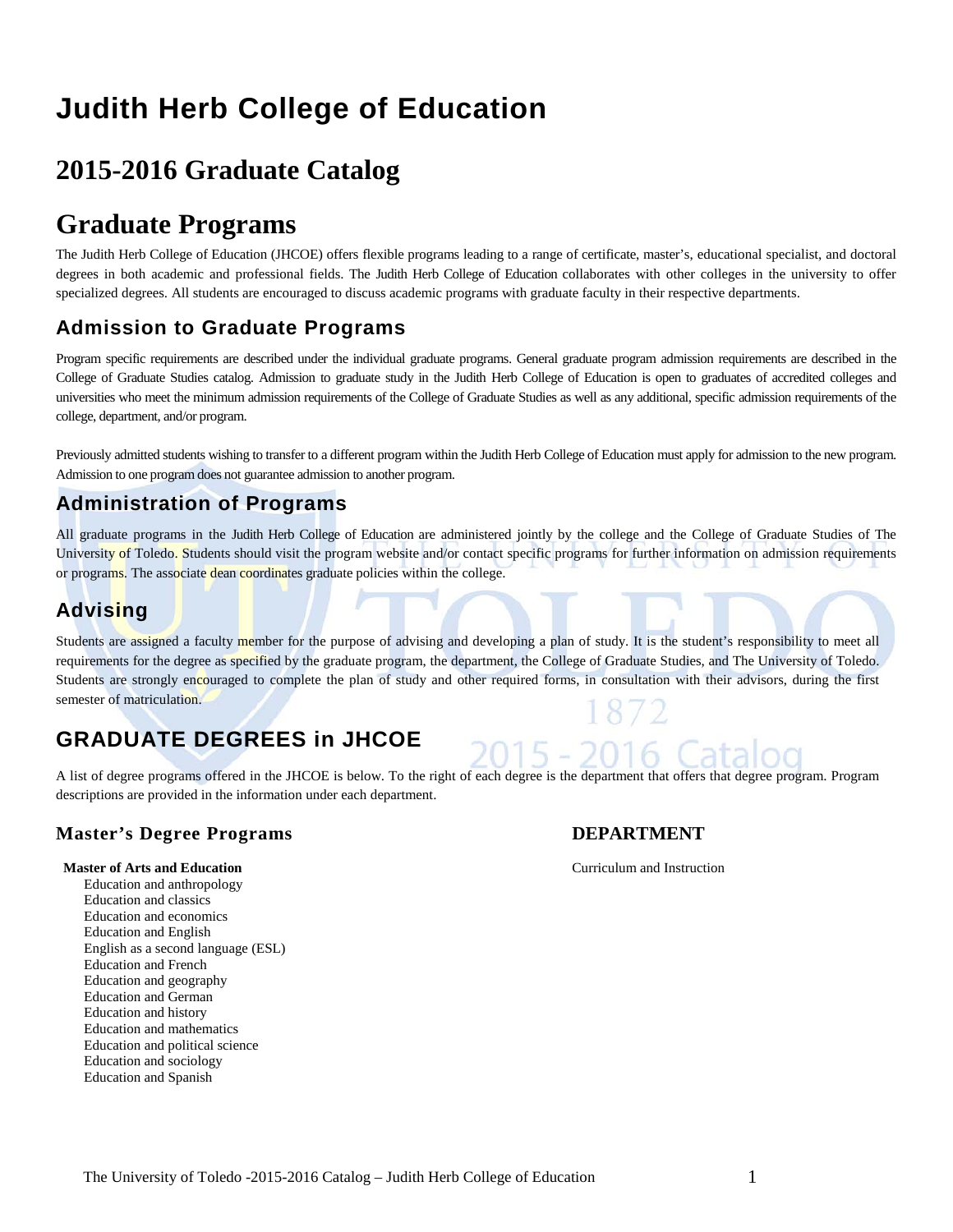# Judith Herb College of Education

## 2015-2016 Graduate Catalog

## Graduate Programs

The Judith Herb College of Education (JHCOE) offers flexible programs leading to a range of certificate, master's, educational specialist, and doctoral degrees in both academic and professional fields. The Judith Herb College of Education collaborates with other colleges in the university to offer specialized degrees. All students are encouraged to discuss academic programs with graduate faculty in their respective departments.

### Admission to Graduate Programs

Program specific requirements are described under the individual graduate programs. General graduate program admission requirements are described in the College of Graduate Studies catalog. Admission to graduate study in the Judith Herb College of Education is open to graduates of accredited colleges and universities who meet the minimum admission requirements of the College of Graduate Studies as well as any additional, specific admission requirements of the college, department, and/or program.

Previously admitted students wishing to transfer to a different program within the Judith Herb College of Education must apply for admission to the new program. Admission to one program does not guarantee admission to another program.

### Administration of Programs

All graduate programs in the Judith Herb College of Education are administered jointly by the college and the College of Graduate Studies of The University of Toledo. Students should visit the program website and/or contact specific programs for further information on admission requirements or programs. The associate dean coordinates graduate policies within the college.

### Advising

Students are assigned a faculty member for the purpose of advising and developing a plan of study. It is the student's responsibility to meet all requirements for the degree as specified by the graduate program, the department, the College of Graduate Studies, and The University of Toledo. Students are strongly encouraged to complete the plan of study and other required forms, in consultation with their advisors, during the first semester of matriculation.

### GRADUATE DEGREES in JHCOE

A list of degree programs offered in the JHCOE is below. To the right of each degree is the department that offers that degree program. Program descriptions are provided in the information under each department.

| Master's Degree Programs | DEPARTMENT |
|---|---|
| **Master of Arts and Education** | Curriculum and Instruction |
| Education and anthropology | |
| Education and classics | |
| Education and economics | |
| Education and English | |
| English as a second language (ESL) | |
| Education and French | |
| Education and geography | |
| Education and German | |
| Education and history | |
| Education and mathematics | |
| Education and political science | |
| Education and sociology | |
| Education and Spanish | |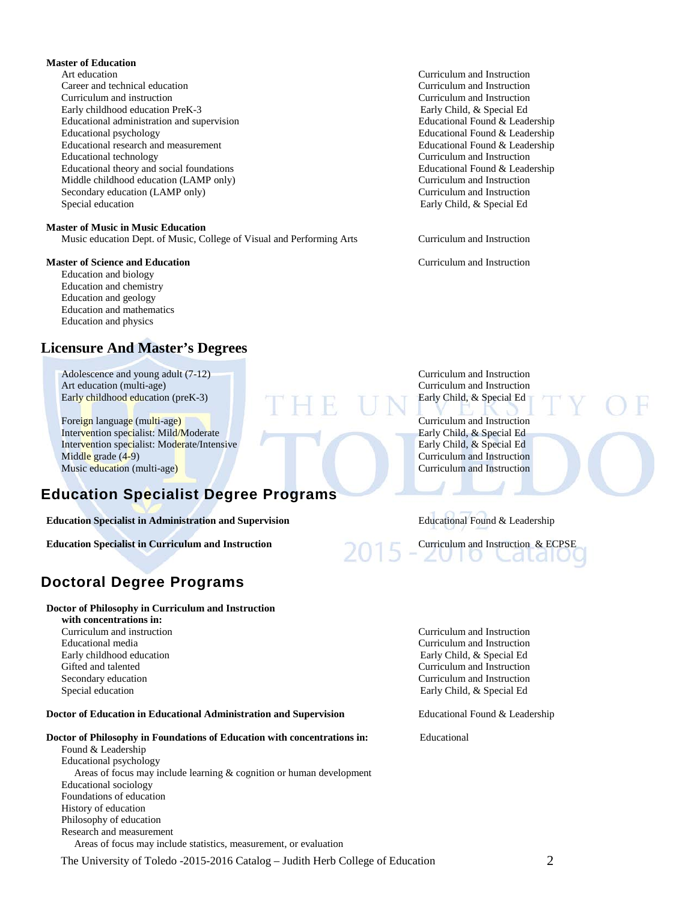**Master of Education**

| Program | Department |
|---|---|
| Art education | Curriculum and Instruction |
| Career and technical education | Curriculum and Instruction |
| Curriculum and instruction | Curriculum and Instruction |
| Early childhood education PreK-3 | Early Child, & Special Ed |
| Educational administration and supervision | Educational Found & Leadership |
| Educational psychology | Educational Found & Leadership |
| Educational research and measurement | Educational Found & Leadership |
| Educational technology | Curriculum and Instruction |
| Educational theory and social foundations | Educational Found & Leadership |
| Middle childhood education (LAMP only) | Curriculum and Instruction |
| Secondary education (LAMP only) | Curriculum and Instruction |
| Special education | Early Child, & Special Ed |

**Master of Music in Music Education**

| Program | Department |
|---|---|
| Music education Dept. of Music, College of Visual and Performing Arts | Curriculum and Instruction |

**Master of Science and Education** — Curriculum and Instruction

- Education and biology
- Education and chemistry
- Education and geology
- Education and mathematics
- Education and physics

## Licensure And Master's Degrees

| Program | Department |
|---|---|
| Adolescence and young adult (7-12) | Curriculum and Instruction |
| Art education (multi-age) | Curriculum and Instruction |
| Early childhood education (preK-3) | Early Child, & Special Ed |
| Foreign language (multi-age) | Curriculum and Instruction |
| Intervention specialist: Mild/Moderate | Early Child, & Special Ed |
| Intervention specialist: Moderate/Intensive | Early Child, & Special Ed |
| Middle grade (4-9) | Curriculum and Instruction |
| Music education (multi-age) | Curriculum and Instruction |

## Education Specialist Degree Programs

| Program | Department |
|---|---|
| **Education Specialist in Administration and Supervision** | Educational Found & Leadership |
| **Education Specialist in Curriculum and Instruction** | Curriculum and Instruction & ECPSE |

## Doctoral Degree Programs

**Doctor of Philosophy in Curriculum and Instruction with concentrations in:**

| Concentration | Department |
|---|---|
| Curriculum and instruction | Curriculum and Instruction |
| Educational media | Curriculum and Instruction |
| Early childhood education | Early Child, & Special Ed |
| Gifted and talented | Curriculum and Instruction |
| Secondary education | Curriculum and Instruction |
| Special education | Early Child, & Special Ed |

**Doctor of Education in Educational Administration and Supervision** — Educational Found & Leadership

**Doctor of Philosophy in Foundations of Education with concentrations in:** — Educational Found & Leadership

- Educational psychology
  - Areas of focus may include learning & cognition or human development
- Educational sociology
- Foundations of education
- History of education
- Philosophy of education
- Research and measurement
  - Areas of focus may include statistics, measurement, or evaluation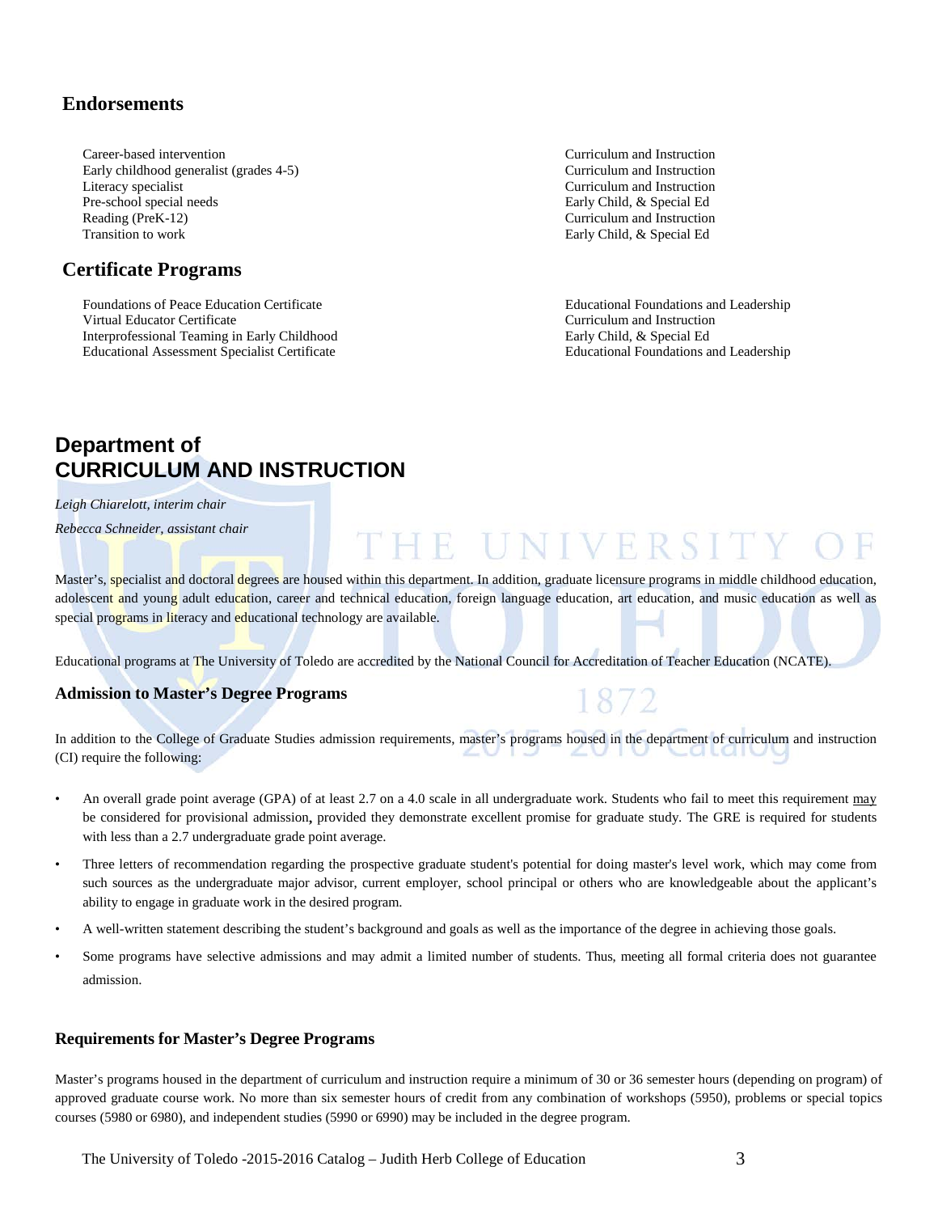## Endorsements

| | |
|---|---|
| Career-based intervention | Curriculum and Instruction |
| Early childhood generalist (grades 4-5) | Curriculum and Instruction |
| Literacy specialist | Curriculum and Instruction |
| Pre-school special needs | Early Child, & Special Ed |
| Reading (PreK-12) | Curriculum and Instruction |
| Transition to work | Early Child, & Special Ed |

## Certificate Programs

| | |
|---|---|
| Foundations of Peace Education Certificate | Educational Foundations and Leadership |
| Virtual Educator Certificate | Curriculum and Instruction |
| Interprofessional Teaming in Early Childhood | Early Child, & Special Ed |
| Educational Assessment Specialist Certificate | Educational Foundations and Leadership |

# Department of CURRICULUM AND INSTRUCTION

*Leigh Chiarelott, interim chair*

*Rebecca Schneider, assistant chair*

Master's, specialist and doctoral degrees are housed within this department. In addition, graduate licensure programs in middle childhood education, adolescent and young adult education, career and technical education, foreign language education, art education, and music education as well as special programs in literacy and educational technology are available.

Educational programs at The University of Toledo are accredited by the National Council for Accreditation of Teacher Education (NCATE).

### Admission to Master's Degree Programs

In addition to the College of Graduate Studies admission requirements, master's programs housed in the department of curriculum and instruction (CI) require the following:

- An overall grade point average (GPA) of at least 2.7 on a 4.0 scale in all undergraduate work. Students who fail to meet this requirement may be considered for provisional admission**,** provided they demonstrate excellent promise for graduate study. The GRE is required for students with less than a 2.7 undergraduate grade point average.
- Three letters of recommendation regarding the prospective graduate student's potential for doing master's level work, which may come from such sources as the undergraduate major advisor, current employer, school principal or others who are knowledgeable about the applicant's ability to engage in graduate work in the desired program.
- A well-written statement describing the student's background and goals as well as the importance of the degree in achieving those goals.
- Some programs have selective admissions and may admit a limited number of students. Thus, meeting all formal criteria does not guarantee admission.

### Requirements for Master's Degree Programs

Master's programs housed in the department of curriculum and instruction require a minimum of 30 or 36 semester hours (depending on program) of approved graduate course work. No more than six semester hours of credit from any combination of workshops (5950), problems or special topics courses (5980 or 6980), and independent studies (5990 or 6990) may be included in the degree program.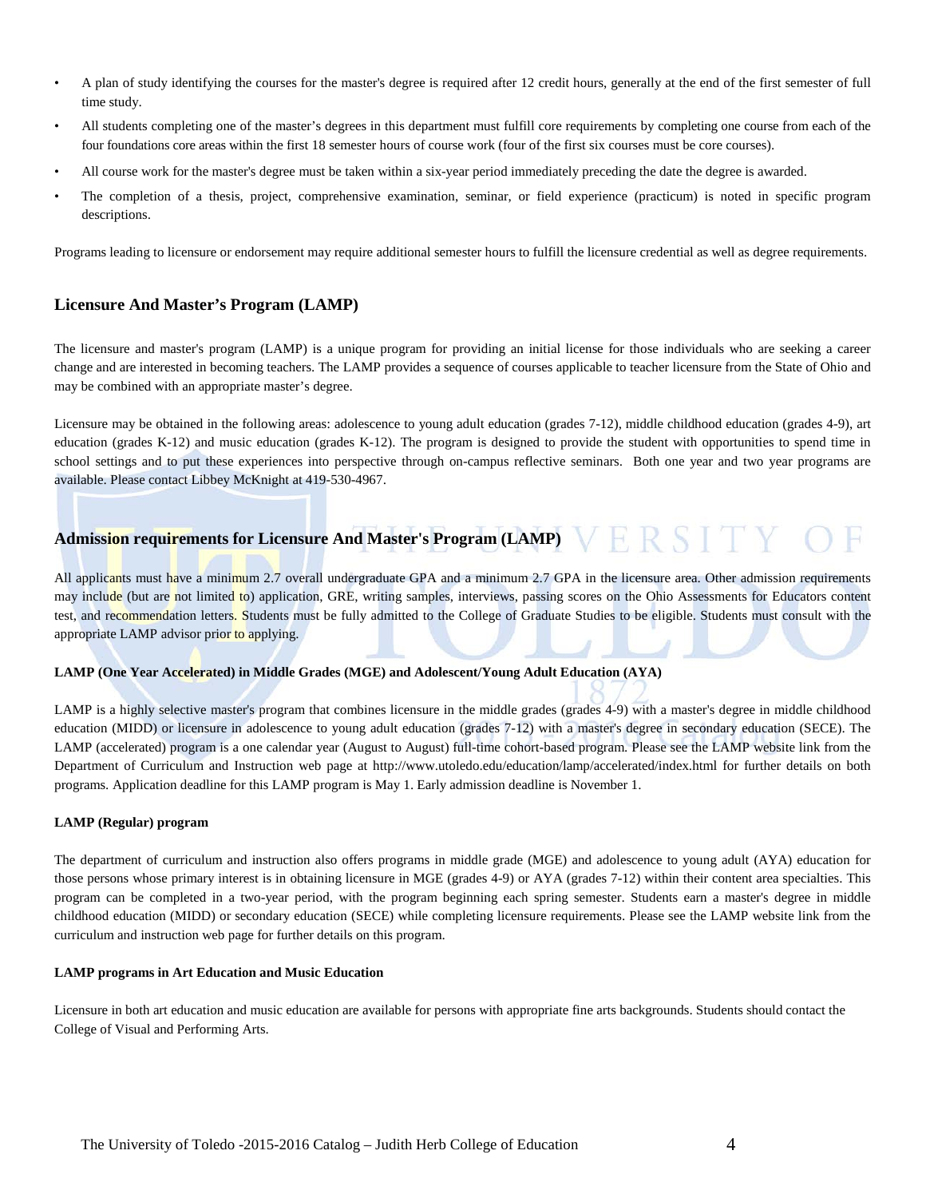- A plan of study identifying the courses for the master's degree is required after 12 credit hours, generally at the end of the first semester of full time study.
- All students completing one of the master's degrees in this department must fulfill core requirements by completing one course from each of the four foundations core areas within the first 18 semester hours of course work (four of the first six courses must be core courses).
- All course work for the master's degree must be taken within a six-year period immediately preceding the date the degree is awarded.
- The completion of a thesis, project, comprehensive examination, seminar, or field experience (practicum) is noted in specific program descriptions.

Programs leading to licensure or endorsement may require additional semester hours to fulfill the licensure credential as well as degree requirements.

## Licensure And Master's Program (LAMP)

The licensure and master's program (LAMP) is a unique program for providing an initial license for those individuals who are seeking a career change and are interested in becoming teachers. The LAMP provides a sequence of courses applicable to teacher licensure from the State of Ohio and may be combined with an appropriate master's degree.

Licensure may be obtained in the following areas: adolescence to young adult education (grades 7-12), middle childhood education (grades 4-9), art education (grades K-12) and music education (grades K-12). The program is designed to provide the student with opportunities to spend time in school settings and to put these experiences into perspective through on-campus reflective seminars. Both one year and two year programs are available. Please contact Libbey McKnight at 419-530-4967.

## Admission requirements for Licensure And Master's Program (LAMP)

All applicants must have a minimum 2.7 overall undergraduate GPA and a minimum 2.7 GPA in the licensure area. Other admission requirements may include (but are not limited to) application, GRE, writing samples, interviews, passing scores on the Ohio Assessments for Educators content test, and recommendation letters. Students must be fully admitted to the College of Graduate Studies to be eligible. Students must consult with the appropriate LAMP advisor prior to applying.

#### LAMP (One Year Accelerated) in Middle Grades (MGE) and Adolescent/Young Adult Education (AYA)

LAMP is a highly selective master's program that combines licensure in the middle grades (grades 4-9) with a master's degree in middle childhood education (MIDD) or licensure in adolescence to young adult education (grades 7-12) with a master's degree in secondary education (SECE). The LAMP (accelerated) program is a one calendar year (August to August) full-time cohort-based program. Please see the LAMP website link from the Department of Curriculum and Instruction web page at http://www.utoledo.edu/education/lamp/accelerated/index.html for further details on both programs. Application deadline for this LAMP program is May 1. Early admission deadline is November 1.

#### LAMP (Regular) program

The department of curriculum and instruction also offers programs in middle grade (MGE) and adolescence to young adult (AYA) education for those persons whose primary interest is in obtaining licensure in MGE (grades 4-9) or AYA (grades 7-12) within their content area specialties. This program can be completed in a two-year period, with the program beginning each spring semester. Students earn a master's degree in middle childhood education (MIDD) or secondary education (SECE) while completing licensure requirements. Please see the LAMP website link from the curriculum and instruction web page for further details on this program.

#### LAMP programs in Art Education and Music Education

Licensure in both art education and music education are available for persons with appropriate fine arts backgrounds. Students should contact the College of Visual and Performing Arts.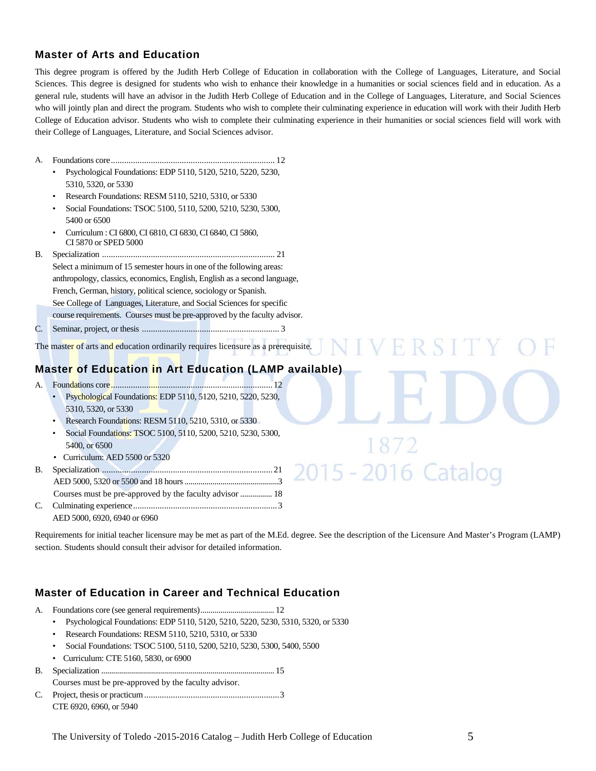## Master of Arts and Education

This degree program is offered by the Judith Herb College of Education in collaboration with the College of Languages, Literature, and Social Sciences. This degree is designed for students who wish to enhance their knowledge in a humanities or social sciences field and in education. As a general rule, students will have an advisor in the Judith Herb College of Education and in the College of Languages, Literature, and Social Sciences who will jointly plan and direct the program. Students who wish to complete their culminating experience in education will work with their Judith Herb College of Education advisor. Students who wish to complete their culminating experience in their humanities or social sciences field will work with their College of Languages, Literature, and Social Sciences advisor.

A. Foundations core ........................................................................ 12
- Psychological Foundations: EDP 5110, 5120, 5210, 5220, 5230, 5310, 5320, or 5330
- Research Foundations: RESM 5110, 5210, 5310, or 5330
- Social Foundations: TSOC 5100, 5110, 5200, 5210, 5230, 5300, 5400 or 6500
- Curriculum : CI 6800, CI 6810, CI 6830, CI 6840, CI 5860, CI 5870 or SPED 5000

B. Specialization ............................................................................ 21
Select a minimum of 15 semester hours in one of the following areas: anthropology, classics, economics, English, English as a second language, French, German, history, political science, sociology or Spanish.
See College of Languages, Literature, and Social Sciences for specific course requirements. Courses must be pre-approved by the faculty advisor.

C. Seminar, project, or thesis ............................................................. 3

The master of arts and education ordinarily requires licensure as a prerequisite.

## Master of Education in Art Education (LAMP available)

A. Foundations core ........................................................................ 12
- Psychological Foundations: EDP 5110, 5120, 5210, 5220, 5230, 5310, 5320, or 5330
- Research Foundations: RESM 5110, 5210, 5310, or 5330
- Social Foundations: TSOC 5100, 5110, 5200, 5210, 5230, 5300, 5400, or 6500
- Curriculum: AED 5500 or 5320

B. Specialization ............................................................................ 21
AED 5000, 5320 or 5500 and 18 hours ..............................................3
Courses must be pre-approved by the faculty advisor ................ 18

C. Culminating experience.................................................................3
AED 5000, 6920, 6940 or 6960

Requirements for initial teacher licensure may be met as part of the M.Ed. degree. See the description of the Licensure And Master's Program (LAMP) section. Students should consult their advisor for detailed information.

## Master of Education in Career and Technical Education

A. Foundations core (see general requirements).................................... 12
- Psychological Foundations: EDP 5110, 5120, 5210, 5220, 5230, 5310, 5320, or 5330
- Research Foundations: RESM 5110, 5210, 5310, or 5330
- Social Foundations: TSOC 5100, 5110, 5200, 5210, 5230, 5300, 5400, 5500
- Curriculum: CTE 5160, 5830, or 6900

B. Specialization ................................................................................... 15
Courses must be pre-approved by the faculty advisor.

C. Project, thesis or practicum .............................................................3
CTE 6920, 6960, or 5940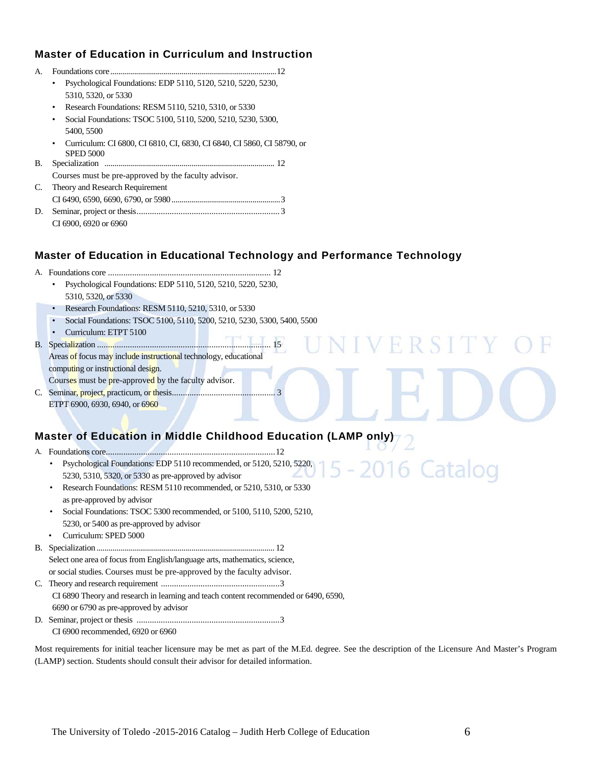## Master of Education in Curriculum and Instruction

A. Foundations core ..................................................................................12
- Psychological Foundations: EDP 5110, 5120, 5210, 5220, 5230, 5310, 5320, or 5330
- Research Foundations: RESM 5110, 5210, 5310, or 5330
- Social Foundations: TSOC 5100, 5110, 5200, 5210, 5230, 5300, 5400, 5500
- Curriculum: CI 6800, CI 6810, CI, 6830, CI 6840, CI 5860, CI 58790, or SPED 5000

B. Specialization ..................................................................................... 12

Courses must be pre-approved by the faculty advisor.

C. Theory and Research Requirement

CI 6490, 6590, 6690, 6790, or 5980 .......................................................3

D. Seminar, project or thesis.................................................................3

CI 6900, 6920 or 6960

## Master of Education in Educational Technology and Performance Technology

A. Foundations core ......................................................................... 12
- Psychological Foundations: EDP 5110, 5120, 5210, 5220, 5230, 5310, 5320, or 5330
- Research Foundations: RESM 5110, 5210, 5310, or 5330
- Social Foundations: TSOC 5100, 5110, 5200, 5210, 5230, 5300, 5400, 5500
- Curriculum: ETPT 5100

B. Specialization ............................................................................... 15

Areas of focus may include instructional technology, educational computing or instructional design.

Courses must be pre-approved by the faculty advisor.

C. Seminar, project, practicum, or thesis............................................... 3

ETPT 6900, 6930, 6940, or 6960

## Master of Education in Middle Childhood Education (LAMP only)

A. Foundations core............................................................................12
- Psychological Foundations: EDP 5110 recommended, or 5120, 5210, 5220, 5230, 5310, 5320, or 5330 as pre-approved by advisor
- Research Foundations: RESM 5110 recommended, or 5210, 5310, or 5330 as pre-approved by advisor
- Social Foundations: TSOC 5300 recommended, or 5100, 5110, 5200, 5210, 5230, or 5400 as pre-approved by advisor
- Curriculum: SPED 5000

B. Specialization ......................................................................................... 12

Select one area of focus from English/language arts, mathematics, science, or social studies. Courses must be pre-approved by the faculty advisor.

C. Theory and research requirement ......................................................3

CI 6890 Theory and research in learning and teach content recommended or 6490, 6590, 6690 or 6790 as pre-approved by advisor

D. Seminar, project or thesis .................................................................3

CI 6900 recommended, 6920 or 6960

Most requirements for initial teacher licensure may be met as part of the M.Ed. degree. See the description of the Licensure And Master's Program (LAMP) section. Students should consult their advisor for detailed information.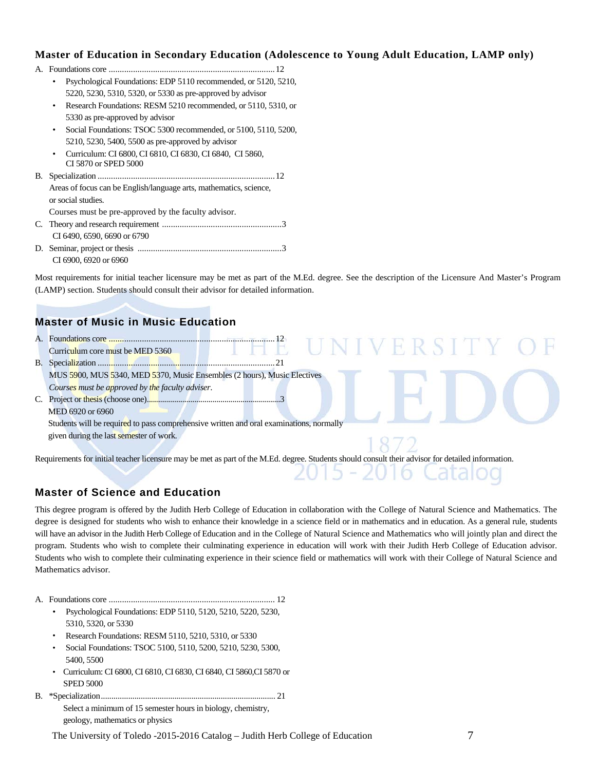### Master of Education in Secondary Education (Adolescence to Young Adult Education, LAMP only)

A. Foundations core ............................................................................ 12
- Psychological Foundations: EDP 5110 recommended, or 5120, 5210, 5220, 5230, 5310, 5320, or 5330 as pre-approved by advisor
- Research Foundations: RESM 5210 recommended, or 5110, 5310, or 5330 as pre-approved by advisor
- Social Foundations: TSOC 5300 recommended, or 5100, 5110, 5200, 5210, 5230, 5400, 5500 as pre-approved by advisor
- Curriculum: CI 6800, CI 6810, CI 6830, CI 6840, CI 5860, CI 5870 or SPED 5000

B. Specialization ............................................................................ 12
Areas of focus can be English/language arts, mathematics, science, or social studies.
Courses must be pre-approved by the faculty advisor.

C. Theory and research requirement ............................................................3
CI 6490, 6590, 6690 or 6790

D. Seminar, project or thesis ..................................................................3
CI 6900, 6920 or 6960

Most requirements for initial teacher licensure may be met as part of the M.Ed. degree. See the description of the Licensure And Master's Program (LAMP) section. Students should consult their advisor for detailed information.

### Master of Music in Music Education

A. Foundations core ............................................................................ 12
Curriculum core must be MED 5360

B. Specialization ............................................................................ 21
MUS 5900, MUS 5340, MED 5370, Music Ensembles (2 hours), Music Electives
*Courses must be approved by the faculty adviser.*

C. Project or thesis (choose one)..................................................................3
MED 6920 or 6960
Students will be required to pass comprehensive written and oral examinations, normally given during the last semester of work.

Requirements for initial teacher licensure may be met as part of the M.Ed. degree. Students should consult their advisor for detailed information.

### Master of Science and Education

This degree program is offered by the Judith Herb College of Education in collaboration with the College of Natural Science and Mathematics. The degree is designed for students who wish to enhance their knowledge in a science field or in mathematics and in education. As a general rule, students will have an advisor in the Judith Herb College of Education and in the College of Natural Science and Mathematics who will jointly plan and direct the program. Students who wish to complete their culminating experience in education will work with their Judith Herb College of Education advisor. Students who wish to complete their culminating experience in their science field or mathematics will work with their College of Natural Science and Mathematics advisor.

A. Foundations core ............................................................................ 12
- Psychological Foundations: EDP 5110, 5120, 5210, 5220, 5230, 5310, 5320, or 5330
- Research Foundations: RESM 5110, 5210, 5310, or 5330
- Social Foundations: TSOC 5100, 5110, 5200, 5210, 5230, 5300, 5400, 5500
- Curriculum: CI 6800, CI 6810, CI 6830, CI 6840, CI 5860,CI 5870 or SPED 5000

B. *Specialization............................................................................ 21
Select a minimum of 15 semester hours in biology, chemistry, geology, mathematics or physics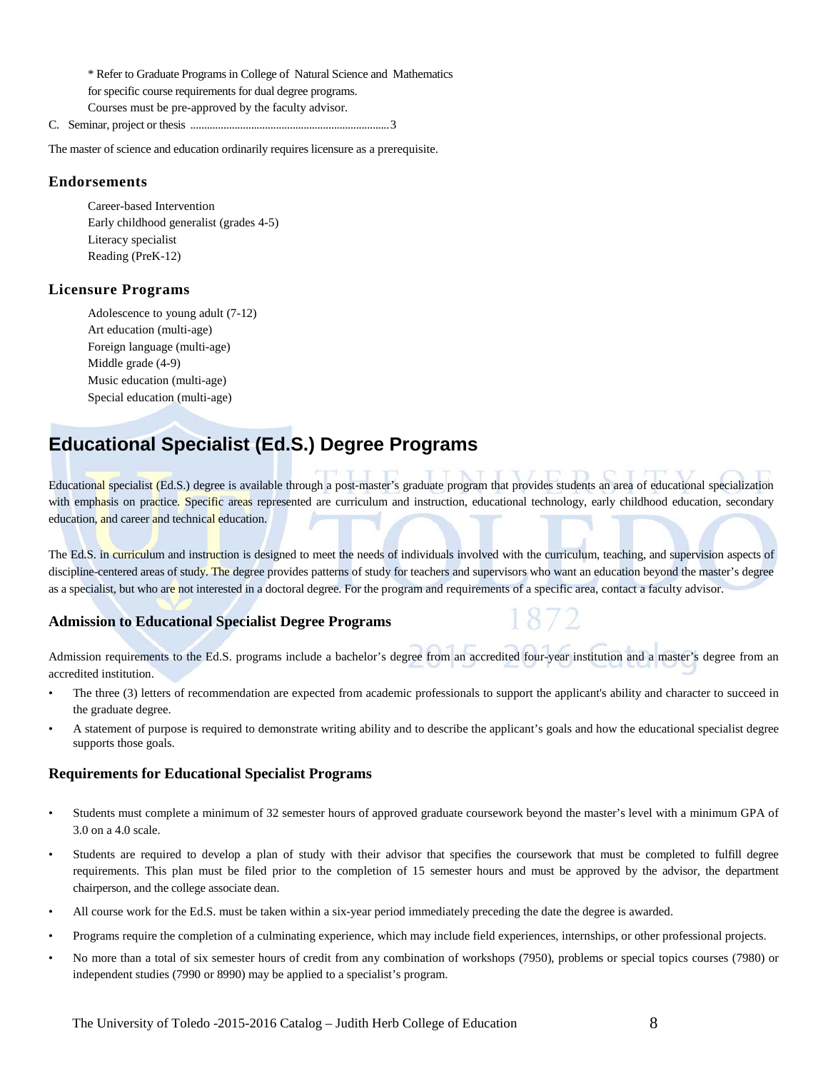* Refer to Graduate Programs in College of Natural Science and Mathematics for specific course requirements for dual degree programs.

Courses must be pre-approved by the faculty advisor.

C. Seminar, project or thesis ........................................................................3

The master of science and education ordinarily requires licensure as a prerequisite.

### Endorsements

Career-based Intervention
Early childhood generalist (grades 4-5)
Literacy specialist
Reading (PreK-12)

### Licensure Programs

Adolescence to young adult (7-12)
Art education (multi-age)
Foreign language (multi-age)
Middle grade (4-9)
Music education (multi-age)
Special education (multi-age)

## Educational Specialist (Ed.S.) Degree Programs

Educational specialist (Ed.S.) degree is available through a post-master's graduate program that provides students an area of educational specialization with emphasis on practice. Specific areas represented are curriculum and instruction, educational technology, early childhood education, secondary education, and career and technical education.

The Ed.S. in curriculum and instruction is designed to meet the needs of individuals involved with the curriculum, teaching, and supervision aspects of discipline-centered areas of study. The degree provides patterns of study for teachers and supervisors who want an education beyond the master's degree as a specialist, but who are not interested in a doctoral degree. For the program and requirements of a specific area, contact a faculty advisor.

### Admission to Educational Specialist Degree Programs

Admission requirements to the Ed.S. programs include a bachelor's degree from an accredited four-year institution and a master's degree from an accredited institution.

- The three (3) letters of recommendation are expected from academic professionals to support the applicant's ability and character to succeed in the graduate degree.
- A statement of purpose is required to demonstrate writing ability and to describe the applicant's goals and how the educational specialist degree supports those goals.

### Requirements for Educational Specialist Programs

- Students must complete a minimum of 32 semester hours of approved graduate coursework beyond the master's level with a minimum GPA of 3.0 on a 4.0 scale.
- Students are required to develop a plan of study with their advisor that specifies the coursework that must be completed to fulfill degree requirements. This plan must be filed prior to the completion of 15 semester hours and must be approved by the advisor, the department chairperson, and the college associate dean.
- All course work for the Ed.S. must be taken within a six-year period immediately preceding the date the degree is awarded.
- Programs require the completion of a culminating experience, which may include field experiences, internships, or other professional projects.
- No more than a total of six semester hours of credit from any combination of workshops (7950), problems or special topics courses (7980) or independent studies (7990 or 8990) may be applied to a specialist's program.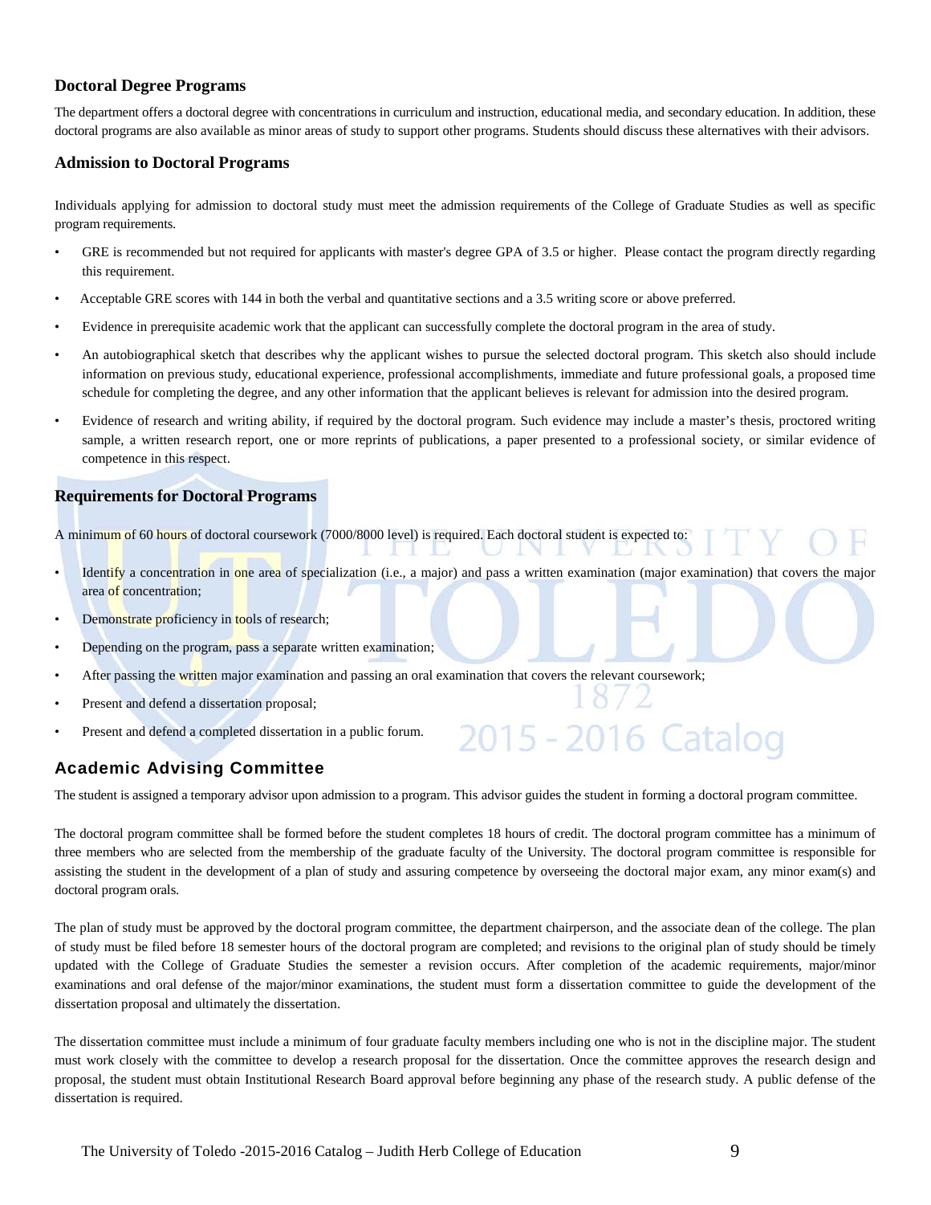### Doctoral Degree Programs

The department offers a doctoral degree with concentrations in curriculum and instruction, educational media, and secondary education. In addition, these doctoral programs are also available as minor areas of study to support other programs. Students should discuss these alternatives with their advisors.

### Admission to Doctoral Programs

Individuals applying for admission to doctoral study must meet the admission requirements of the College of Graduate Studies as well as specific program requirements.

- GRE is recommended but not required for applicants with master's degree GPA of 3.5 or higher. Please contact the program directly regarding this requirement.
- Acceptable GRE scores with 144 in both the verbal and quantitative sections and a 3.5 writing score or above preferred.
- Evidence in prerequisite academic work that the applicant can successfully complete the doctoral program in the area of study.
- An autobiographical sketch that describes why the applicant wishes to pursue the selected doctoral program. This sketch also should include information on previous study, educational experience, professional accomplishments, immediate and future professional goals, a proposed time schedule for completing the degree, and any other information that the applicant believes is relevant for admission into the desired program.
- Evidence of research and writing ability, if required by the doctoral program. Such evidence may include a master's thesis, proctored writing sample, a written research report, one or more reprints of publications, a paper presented to a professional society, or similar evidence of competence in this respect.

### Requirements for Doctoral Programs

A minimum of 60 hours of doctoral coursework (7000/8000 level) is required. Each doctoral student is expected to:

- Identify a concentration in one area of specialization (i.e., a major) and pass a written examination (major examination) that covers the major area of concentration;
- Demonstrate proficiency in tools of research;
- Depending on the program, pass a separate written examination;
- After passing the written major examination and passing an oral examination that covers the relevant coursework;
- Present and defend a dissertation proposal;
- Present and defend a completed dissertation in a public forum.

### Academic Advising Committee

The student is assigned a temporary advisor upon admission to a program. This advisor guides the student in forming a doctoral program committee.

The doctoral program committee shall be formed before the student completes 18 hours of credit. The doctoral program committee has a minimum of three members who are selected from the membership of the graduate faculty of the University. The doctoral program committee is responsible for assisting the student in the development of a plan of study and assuring competence by overseeing the doctoral major exam, any minor exam(s) and doctoral program orals.

The plan of study must be approved by the doctoral program committee, the department chairperson, and the associate dean of the college. The plan of study must be filed before 18 semester hours of the doctoral program are completed; and revisions to the original plan of study should be timely updated with the College of Graduate Studies the semester a revision occurs. After completion of the academic requirements, major/minor examinations and oral defense of the major/minor examinations, the student must form a dissertation committee to guide the development of the dissertation proposal and ultimately the dissertation.

The dissertation committee must include a minimum of four graduate faculty members including one who is not in the discipline major. The student must work closely with the committee to develop a research proposal for the dissertation. Once the committee approves the research design and proposal, the student must obtain Institutional Research Board approval before beginning any phase of the research study. A public defense of the dissertation is required.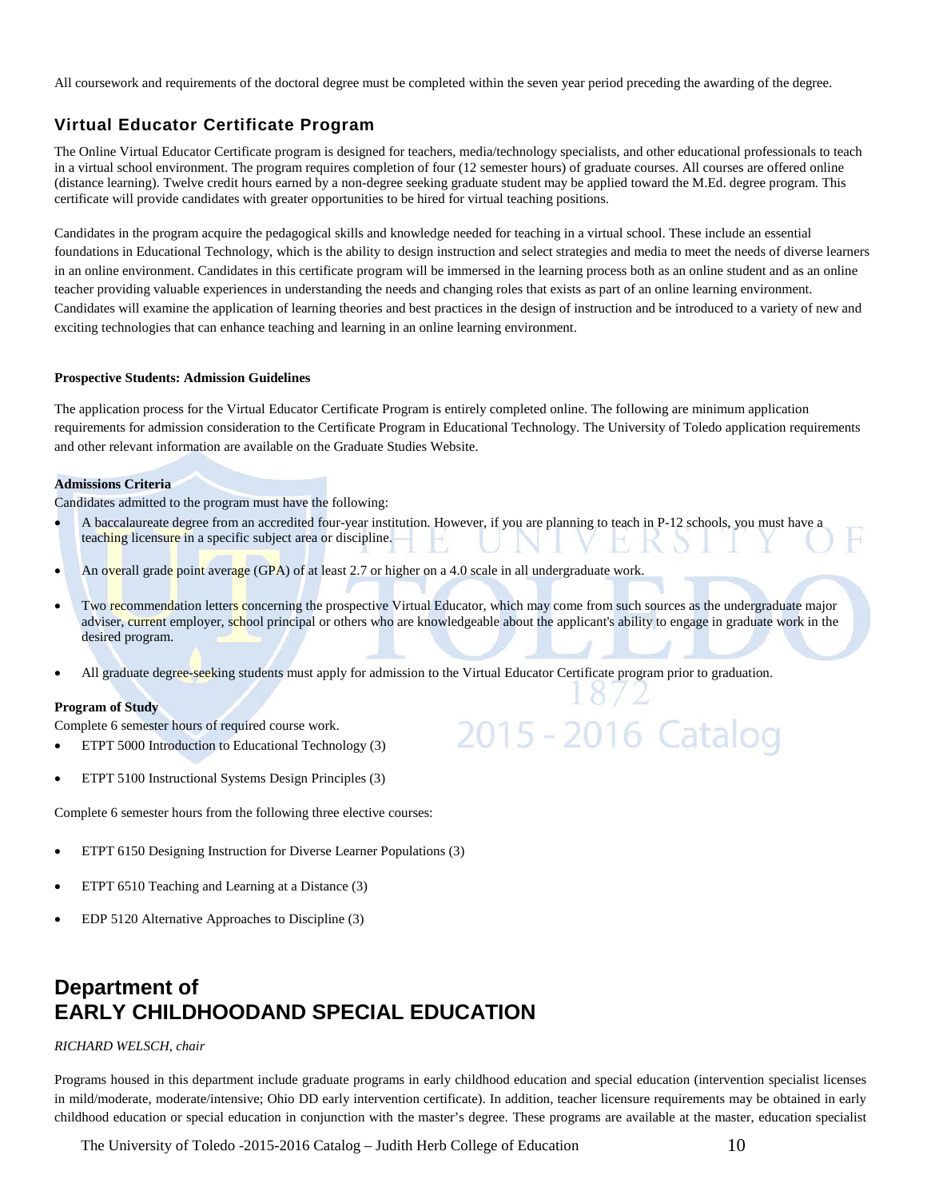All coursework and requirements of the doctoral degree must be completed within the seven year period preceding the awarding of the degree.

## Virtual Educator Certificate Program

The Online Virtual Educator Certificate program is designed for teachers, media/technology specialists, and other educational professionals to teach in a virtual school environment. The program requires completion of four (12 semester hours) of graduate courses. All courses are offered online (distance learning). Twelve credit hours earned by a non-degree seeking graduate student may be applied toward the M.Ed. degree program. This certificate will provide candidates with greater opportunities to be hired for virtual teaching positions.

Candidates in the program acquire the pedagogical skills and knowledge needed for teaching in a virtual school. These include an essential foundations in Educational Technology, which is the ability to design instruction and select strategies and media to meet the needs of diverse learners in an online environment. Candidates in this certificate program will be immersed in the learning process both as an online student and as an online teacher providing valuable experiences in understanding the needs and changing roles that exists as part of an online learning environment. Candidates will examine the application of learning theories and best practices in the design of instruction and be introduced to a variety of new and exciting technologies that can enhance teaching and learning in an online learning environment.

**Prospective Students: Admission Guidelines**

The application process for the Virtual Educator Certificate Program is entirely completed online. The following are minimum application requirements for admission consideration to the Certificate Program in Educational Technology. The University of Toledo application requirements and other relevant information are available on the Graduate Studies Website.

**Admissions Criteria**

Candidates admitted to the program must have the following:

- A baccalaureate degree from an accredited four-year institution. However, if you are planning to teach in P-12 schools, you must have a teaching licensure in a specific subject area or discipline.
- An overall grade point average (GPA) of at least 2.7 or higher on a 4.0 scale in all undergraduate work.
- Two recommendation letters concerning the prospective Virtual Educator, which may come from such sources as the undergraduate major adviser, current employer, school principal or others who are knowledgeable about the applicant's ability to engage in graduate work in the desired program.
- All graduate degree-seeking students must apply for admission to the Virtual Educator Certificate program prior to graduation.

**Program of Study**

Complete 6 semester hours of required course work.

- ETPT 5000 Introduction to Educational Technology (3)
- ETPT 5100 Instructional Systems Design Principles (3)

Complete 6 semester hours from the following three elective courses:

- ETPT 6150 Designing Instruction for Diverse Learner Populations (3)
- ETPT 6510 Teaching and Learning at a Distance (3)
- EDP 5120 Alternative Approaches to Discipline (3)

# Department of EARLY CHILDHOODAND SPECIAL EDUCATION

*RICHARD WELSCH, chair*

Programs housed in this department include graduate programs in early childhood education and special education (intervention specialist licenses in mild/moderate, moderate/intensive; Ohio DD early intervention certificate). In addition, teacher licensure requirements may be obtained in early childhood education or special education in conjunction with the master's degree. These programs are available at the master, education specialist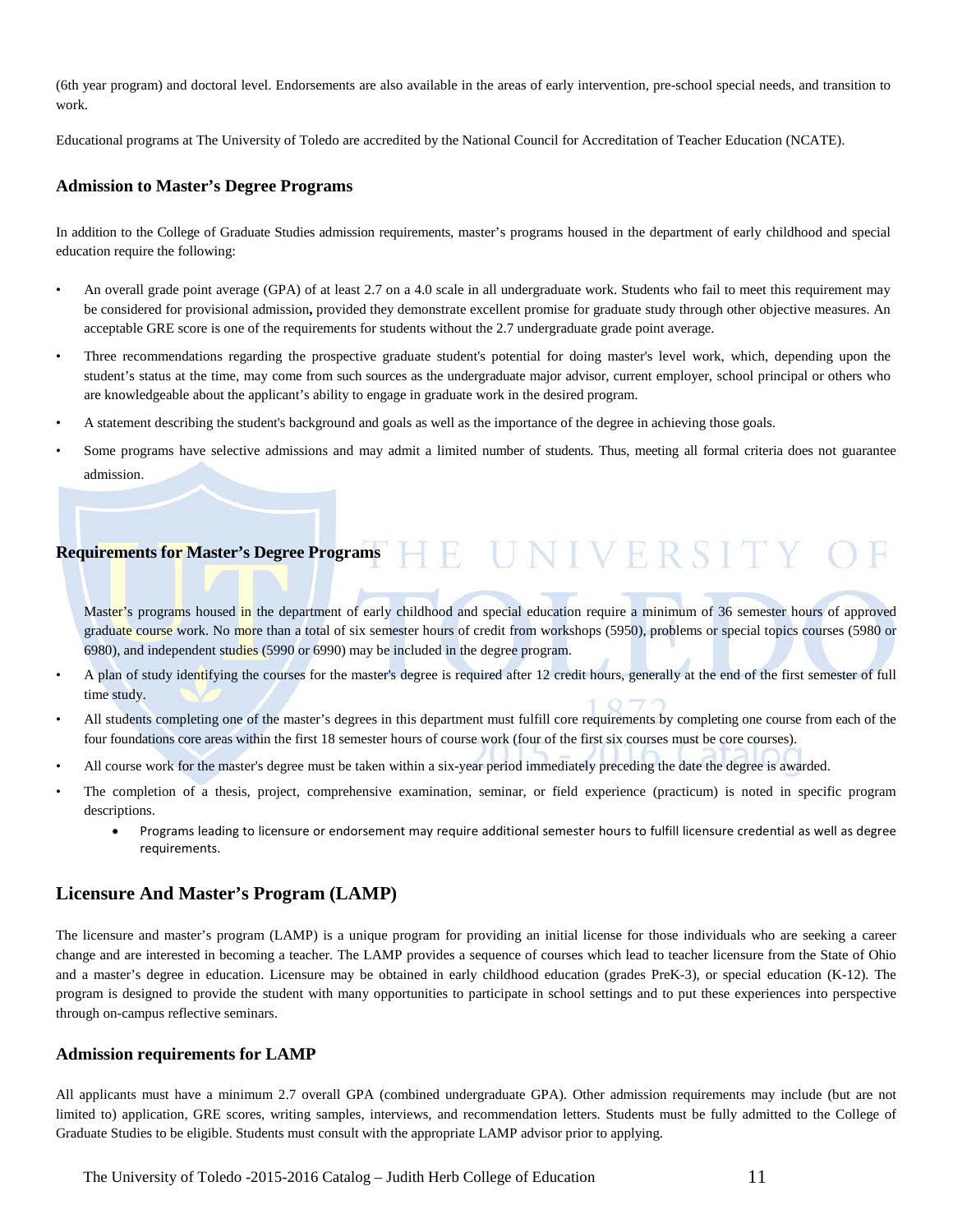(6th year program) and doctoral level. Endorsements are also available in the areas of early intervention, pre-school special needs, and transition to work.

Educational programs at The University of Toledo are accredited by the National Council for Accreditation of Teacher Education (NCATE).

### Admission to Master's Degree Programs

In addition to the College of Graduate Studies admission requirements, master's programs housed in the department of early childhood and special education require the following:

- An overall grade point average (GPA) of at least 2.7 on a 4.0 scale in all undergraduate work. Students who fail to meet this requirement may be considered for provisional admission**,** provided they demonstrate excellent promise for graduate study through other objective measures. An acceptable GRE score is one of the requirements for students without the 2.7 undergraduate grade point average.
- Three recommendations regarding the prospective graduate student's potential for doing master's level work, which, depending upon the student's status at the time, may come from such sources as the undergraduate major advisor, current employer, school principal or others who are knowledgeable about the applicant's ability to engage in graduate work in the desired program.
- A statement describing the student's background and goals as well as the importance of the degree in achieving those goals.
- Some programs have selective admissions and may admit a limited number of students. Thus, meeting all formal criteria does not guarantee admission.

### Requirements for Master's Degree Programs

Master's programs housed in the department of early childhood and special education require a minimum of 36 semester hours of approved graduate course work. No more than a total of six semester hours of credit from workshops (5950), problems or special topics courses (5980 or 6980), and independent studies (5990 or 6990) may be included in the degree program.

- A plan of study identifying the courses for the master's degree is required after 12 credit hours, generally at the end of the first semester of full time study.
- All students completing one of the master's degrees in this department must fulfill core requirements by completing one course from each of the four foundations core areas within the first 18 semester hours of course work (four of the first six courses must be core courses).
- All course work for the master's degree must be taken within a six-year period immediately preceding the date the degree is awarded.
- The completion of a thesis, project, comprehensive examination, seminar, or field experience (practicum) is noted in specific program descriptions.
  - Programs leading to licensure or endorsement may require additional semester hours to fulfill licensure credential as well as degree requirements.

## Licensure And Master's Program (LAMP)

The licensure and master's program (LAMP) is a unique program for providing an initial license for those individuals who are seeking a career change and are interested in becoming a teacher. The LAMP provides a sequence of courses which lead to teacher licensure from the State of Ohio and a master's degree in education. Licensure may be obtained in early childhood education (grades PreK-3), or special education (K-12). The program is designed to provide the student with many opportunities to participate in school settings and to put these experiences into perspective through on-campus reflective seminars.

### Admission requirements for LAMP

All applicants must have a minimum 2.7 overall GPA (combined undergraduate GPA). Other admission requirements may include (but are not limited to) application, GRE scores, writing samples, interviews, and recommendation letters. Students must be fully admitted to the College of Graduate Studies to be eligible. Students must consult with the appropriate LAMP advisor prior to applying.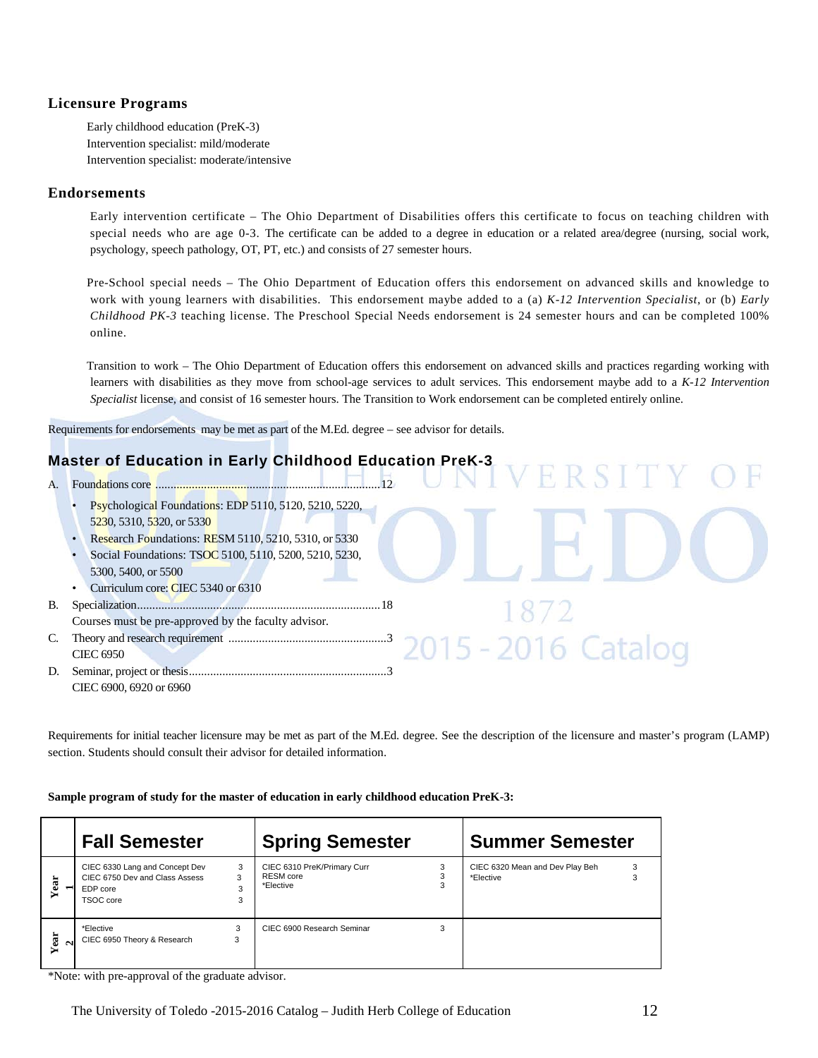## Licensure Programs

Early childhood education (PreK-3)
Intervention specialist: mild/moderate
Intervention specialist: moderate/intensive

## Endorsements

Early intervention certificate – The Ohio Department of Disabilities offers this certificate to focus on teaching children with special needs who are age 0-3. The certificate can be added to a degree in education or a related area/degree (nursing, social work, psychology, speech pathology, OT, PT, etc.) and consists of 27 semester hours.

Pre-School special needs – The Ohio Department of Education offers this endorsement on advanced skills and knowledge to work with young learners with disabilities. This endorsement maybe added to a (a) *K-12 Intervention Specialist*, or (b) *Early Childhood PK-3* teaching license. The Preschool Special Needs endorsement is 24 semester hours and can be completed 100% online.

Transition to work – The Ohio Department of Education offers this endorsement on advanced skills and practices regarding working with learners with disabilities as they move from school-age services to adult services. This endorsement maybe add to a *K-12 Intervention Specialist* license, and consist of 16 semester hours. The Transition to Work endorsement can be completed entirely online.

Requirements for endorsements may be met as part of the M.Ed. degree – see advisor for details.

## Master of Education in Early Childhood Education PreK-3

A. Foundations core ....................................................................12
- Psychological Foundations: EDP 5110, 5120, 5210, 5220, 5230, 5310, 5320, or 5330
- Research Foundations: RESM 5110, 5210, 5310, or 5330
- Social Foundations: TSOC 5100, 5110, 5200, 5210, 5230, 5300, 5400, or 5500
- Curriculum core: CIEC 5340 or 6310

B. Specialization................................................................................18
Courses must be pre-approved by the faculty advisor.

C. Theory and research requirement ....................................................3
CIEC 6950

D. Seminar, project or thesis.................................................................3
CIEC 6900, 6920 or 6960

Requirements for initial teacher licensure may be met as part of the M.Ed. degree. See the description of the licensure and master's program (LAMP) section. Students should consult their advisor for detailed information.

**Sample program of study for the master of education in early childhood education PreK-3:**

| | Fall Semester | | Spring Semester | | Summer Semester | |
|---|---|---|---|---|---|---|
| Year 1 | CIEC 6330 Lang and Concept Dev<br>CIEC 6750 Dev and Class Assess<br>EDP core<br>TSOC core | 3<br>3<br>3<br>3 | CIEC 6310 PreK/Primary Curr<br>RESM core<br>*Elective | 3<br>3<br>3 | CIEC 6320 Mean and Dev Play Beh<br>*Elective | 3<br>3 |
| Year 2 | *Elective<br>CIEC 6950 Theory & Research | 3<br>3 | CIEC 6900 Research Seminar | 3 | | |

*Note: with pre-approval of the graduate advisor.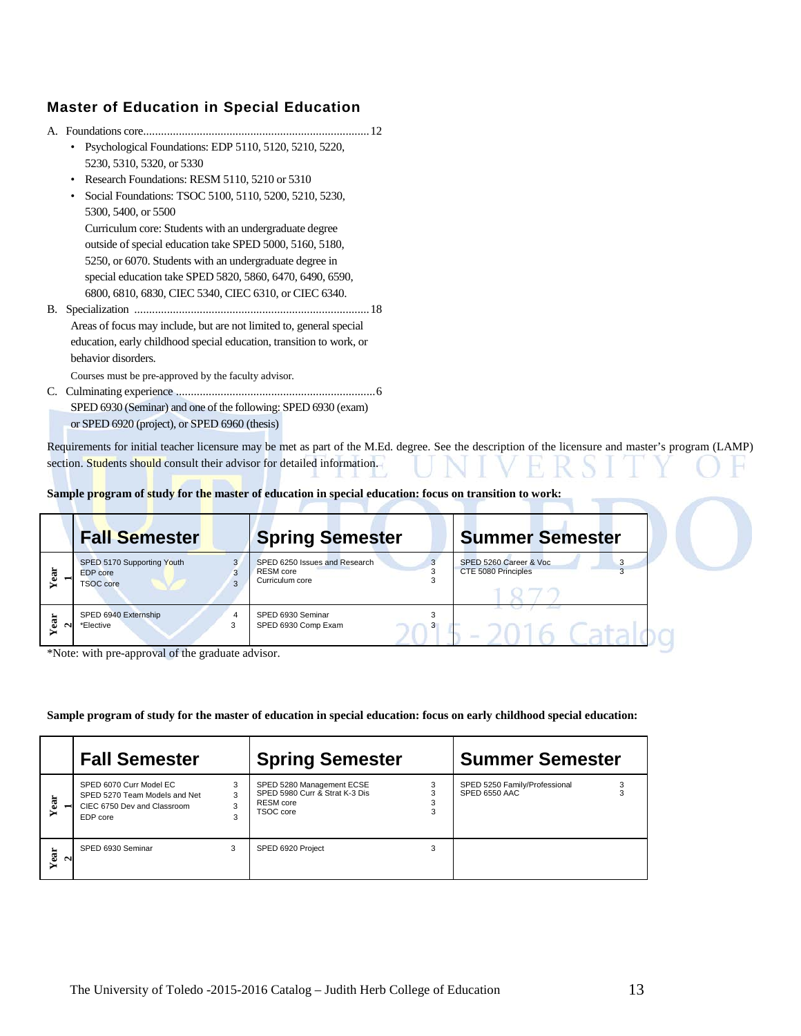## Master of Education in Special Education

A. Foundations core............................................................................ 12

- Psychological Foundations: EDP 5110, 5120, 5210, 5220, 5230, 5310, 5320, or 5330
- Research Foundations: RESM 5110, 5210 or 5310
- Social Foundations: TSOC 5100, 5110, 5200, 5210, 5230, 5300, 5400, or 5500

  Curriculum core: Students with an undergraduate degree outside of special education take SPED 5000, 5160, 5180, 5250, or 6070. Students with an undergraduate degree in special education take SPED 5820, 5860, 6470, 6490, 6590, 6800, 6810, 6830, CIEC 5340, CIEC 6310, or CIEC 6340.

B. Specialization ............................................................................... 18

Areas of focus may include, but are not limited to, general special education, early childhood special education, transition to work, or behavior disorders.

Courses must be pre-approved by the faculty advisor.

C. Culminating experience ................................................................... 6

SPED 6930 (Seminar) and one of the following: SPED 6930 (exam) or SPED 6920 (project), or SPED 6960 (thesis)

Requirements for initial teacher licensure may be met as part of the M.Ed. degree. See the description of the licensure and master's program (LAMP) section. Students should consult their advisor for detailed information.

**Sample program of study for the master of education in special education: focus on transition to work:**

| | Fall Semester | | Spring Semester | | Summer Semester | |
|---|---|---|---|---|---|---|
| Year 1 | SPED 5170 Supporting Youth<br>EDP core<br>TSOC core | 3<br>3<br>3 | SPED 6250 Issues and Research<br>RESM core<br>Curriculum core | 3<br>3<br>3 | SPED 5260 Career & Voc<br>CTE 5080 Principles | 3<br>3 |
| Year 2 | SPED 6940 Externship<br>*Elective | 4<br>3 | SPED 6930 Seminar<br>SPED 6930 Comp Exam | 3<br>3 | | |

*Note: with pre-approval of the graduate advisor.

**Sample program of study for the master of education in special education: focus on early childhood special education:**

| | Fall Semester | | Spring Semester | | Summer Semester | |
|---|---|---|---|---|---|---|
| Year 1 | SPED 6070 Curr Model EC<br>SPED 5270 Team Models and Net<br>CIEC 6750 Dev and Classroom<br>EDP core | 3<br>3<br>3<br>3 | SPED 5280 Management ECSE<br>SPED 5980 Curr & Strat K-3 Dis<br>RESM core<br>TSOC core | 3<br>3<br>3<br>3 | SPED 5250 Family/Professional<br>SPED 6550 AAC | 3<br>3 |
| Year 2 | SPED 6930 Seminar | 3 | SPED 6920 Project | 3 | | |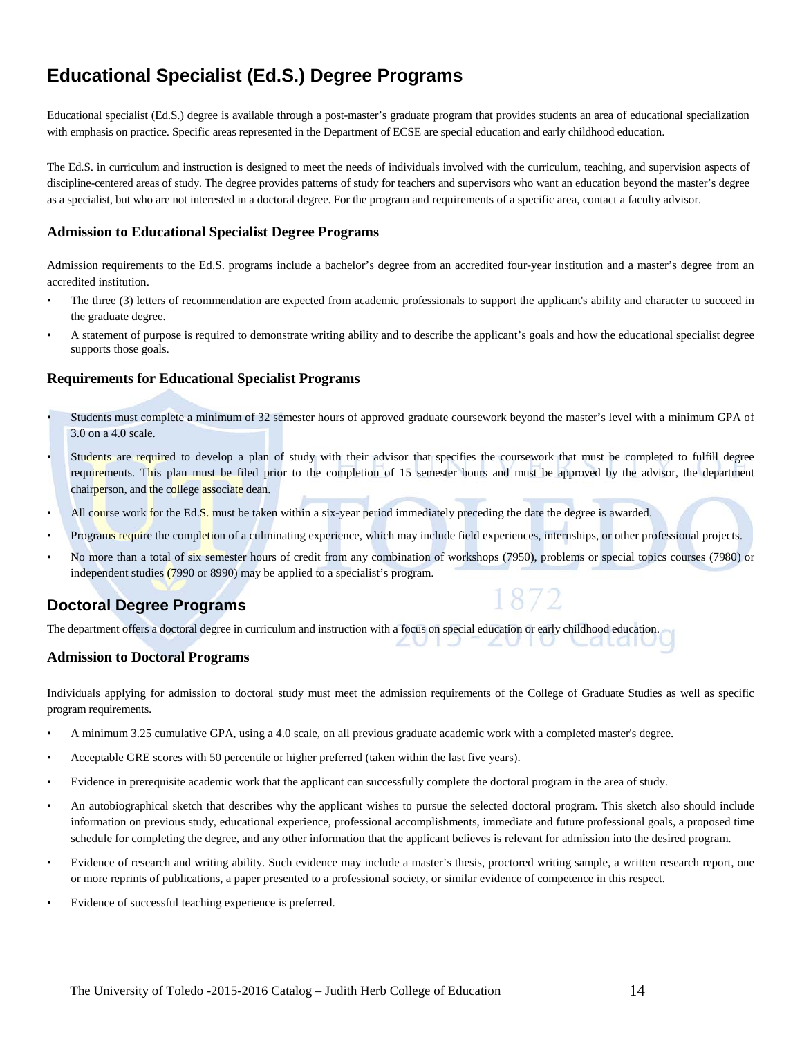## Educational Specialist (Ed.S.) Degree Programs

Educational specialist (Ed.S.) degree is available through a post-master's graduate program that provides students an area of educational specialization with emphasis on practice. Specific areas represented in the Department of ECSE are special education and early childhood education.

The Ed.S. in curriculum and instruction is designed to meet the needs of individuals involved with the curriculum, teaching, and supervision aspects of discipline-centered areas of study. The degree provides patterns of study for teachers and supervisors who want an education beyond the master's degree as a specialist, but who are not interested in a doctoral degree. For the program and requirements of a specific area, contact a faculty advisor.

### Admission to Educational Specialist Degree Programs

Admission requirements to the Ed.S. programs include a bachelor's degree from an accredited four-year institution and a master's degree from an accredited institution.

- The three (3) letters of recommendation are expected from academic professionals to support the applicant's ability and character to succeed in the graduate degree.
- A statement of purpose is required to demonstrate writing ability and to describe the applicant's goals and how the educational specialist degree supports those goals.

### Requirements for Educational Specialist Programs

- Students must complete a minimum of 32 semester hours of approved graduate coursework beyond the master's level with a minimum GPA of 3.0 on a 4.0 scale.
- Students are required to develop a plan of study with their advisor that specifies the coursework that must be completed to fulfill degree requirements. This plan must be filed prior to the completion of 15 semester hours and must be approved by the advisor, the department chairperson, and the college associate dean.
- All course work for the Ed.S. must be taken within a six-year period immediately preceding the date the degree is awarded.
- Programs require the completion of a culminating experience, which may include field experiences, internships, or other professional projects.
- No more than a total of six semester hours of credit from any combination of workshops (7950), problems or special topics courses (7980) or independent studies (7990 or 8990) may be applied to a specialist's program.

## Doctoral Degree Programs

The department offers a doctoral degree in curriculum and instruction with a focus on special education or early childhood education.

### Admission to Doctoral Programs

Individuals applying for admission to doctoral study must meet the admission requirements of the College of Graduate Studies as well as specific program requirements.

- A minimum 3.25 cumulative GPA, using a 4.0 scale, on all previous graduate academic work with a completed master's degree.
- Acceptable GRE scores with 50 percentile or higher preferred (taken within the last five years).
- Evidence in prerequisite academic work that the applicant can successfully complete the doctoral program in the area of study.
- An autobiographical sketch that describes why the applicant wishes to pursue the selected doctoral program. This sketch also should include information on previous study, educational experience, professional accomplishments, immediate and future professional goals, a proposed time schedule for completing the degree, and any other information that the applicant believes is relevant for admission into the desired program.
- Evidence of research and writing ability. Such evidence may include a master's thesis, proctored writing sample, a written research report, one or more reprints of publications, a paper presented to a professional society, or similar evidence of competence in this respect.
- Evidence of successful teaching experience is preferred.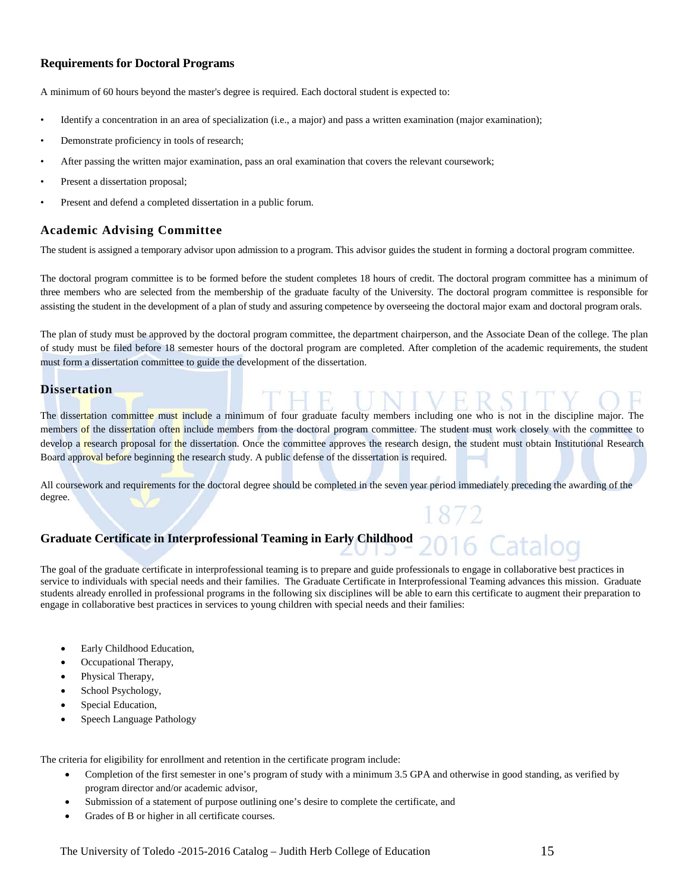### Requirements for Doctoral Programs

A minimum of 60 hours beyond the master's degree is required. Each doctoral student is expected to:

- Identify a concentration in an area of specialization (i.e., a major) and pass a written examination (major examination);
- Demonstrate proficiency in tools of research;
- After passing the written major examination, pass an oral examination that covers the relevant coursework;
- Present a dissertation proposal;
- Present and defend a completed dissertation in a public forum.

### Academic Advising Committee

The student is assigned a temporary advisor upon admission to a program. This advisor guides the student in forming a doctoral program committee.

The doctoral program committee is to be formed before the student completes 18 hours of credit. The doctoral program committee has a minimum of three members who are selected from the membership of the graduate faculty of the University. The doctoral program committee is responsible for assisting the student in the development of a plan of study and assuring competence by overseeing the doctoral major exam and doctoral program orals.

The plan of study must be approved by the doctoral program committee, the department chairperson, and the Associate Dean of the college. The plan of study must be filed before 18 semester hours of the doctoral program are completed. After completion of the academic requirements, the student must form a dissertation committee to guide the development of the dissertation.

### Dissertation

The dissertation committee must include a minimum of four graduate faculty members including one who is not in the discipline major. The members of the dissertation often include members from the doctoral program committee. The student must work closely with the committee to develop a research proposal for the dissertation. Once the committee approves the research design, the student must obtain Institutional Research Board approval before beginning the research study. A public defense of the dissertation is required.

All coursework and requirements for the doctoral degree should be completed in the seven year period immediately preceding the awarding of the degree.

### Graduate Certificate in Interprofessional Teaming in Early Childhood

The goal of the graduate certificate in interprofessional teaming is to prepare and guide professionals to engage in collaborative best practices in service to individuals with special needs and their families. The Graduate Certificate in Interprofessional Teaming advances this mission. Graduate students already enrolled in professional programs in the following six disciplines will be able to earn this certificate to augment their preparation to engage in collaborative best practices in services to young children with special needs and their families:

- Early Childhood Education,
- Occupational Therapy,
- Physical Therapy,
- School Psychology,
- Special Education,
- Speech Language Pathology

The criteria for eligibility for enrollment and retention in the certificate program include:

- Completion of the first semester in one's program of study with a minimum 3.5 GPA and otherwise in good standing, as verified by program director and/or academic advisor,
- Submission of a statement of purpose outlining one's desire to complete the certificate, and
- Grades of B or higher in all certificate courses.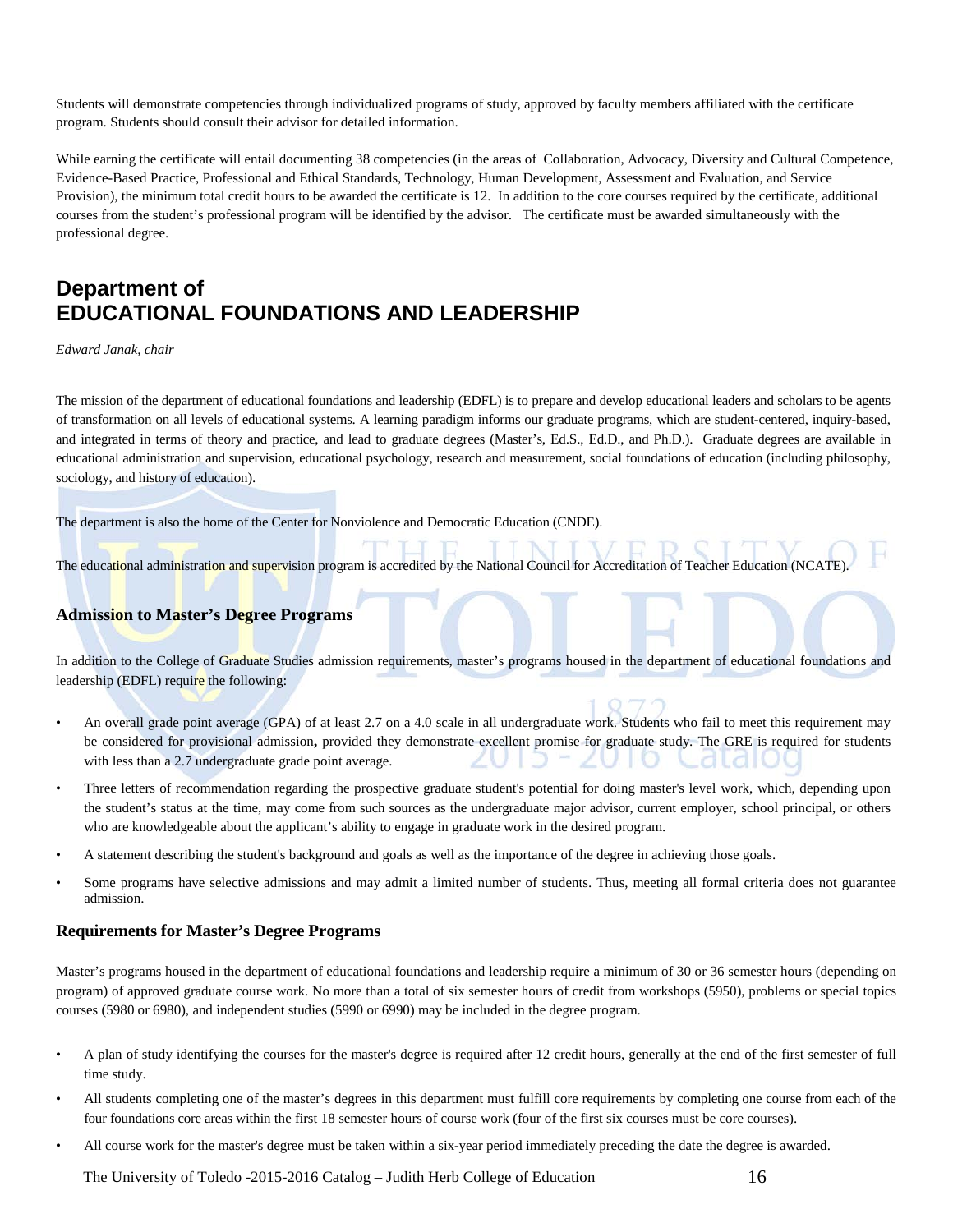Students will demonstrate competencies through individualized programs of study, approved by faculty members affiliated with the certificate program. Students should consult their advisor for detailed information.

While earning the certificate will entail documenting 38 competencies (in the areas of Collaboration, Advocacy, Diversity and Cultural Competence, Evidence-Based Practice, Professional and Ethical Standards, Technology, Human Development, Assessment and Evaluation, and Service Provision), the minimum total credit hours to be awarded the certificate is 12. In addition to the core courses required by the certificate, additional courses from the student's professional program will be identified by the advisor. The certificate must be awarded simultaneously with the professional degree.

## Department of EDUCATIONAL FOUNDATIONS AND LEADERSHIP

*Edward Janak, chair*

The mission of the department of educational foundations and leadership (EDFL) is to prepare and develop educational leaders and scholars to be agents of transformation on all levels of educational systems. A learning paradigm informs our graduate programs, which are student-centered, inquiry-based, and integrated in terms of theory and practice, and lead to graduate degrees (Master's, Ed.S., Ed.D., and Ph.D.). Graduate degrees are available in educational administration and supervision, educational psychology, research and measurement, social foundations of education (including philosophy, sociology, and history of education).

The department is also the home of the Center for Nonviolence and Democratic Education (CNDE).

The educational administration and supervision program is accredited by the National Council for Accreditation of Teacher Education (NCATE).

### Admission to Master's Degree Programs

In addition to the College of Graduate Studies admission requirements, master's programs housed in the department of educational foundations and leadership (EDFL) require the following:

- An overall grade point average (GPA) of at least 2.7 on a 4.0 scale in all undergraduate work. Students who fail to meet this requirement may be considered for provisional admission**,** provided they demonstrate excellent promise for graduate study. The GRE is required for students with less than a 2.7 undergraduate grade point average.
- Three letters of recommendation regarding the prospective graduate student's potential for doing master's level work, which, depending upon the student's status at the time, may come from such sources as the undergraduate major advisor, current employer, school principal, or others who are knowledgeable about the applicant's ability to engage in graduate work in the desired program.
- A statement describing the student's background and goals as well as the importance of the degree in achieving those goals.
- Some programs have selective admissions and may admit a limited number of students. Thus, meeting all formal criteria does not guarantee admission.

### Requirements for Master's Degree Programs

Master's programs housed in the department of educational foundations and leadership require a minimum of 30 or 36 semester hours (depending on program) of approved graduate course work. No more than a total of six semester hours of credit from workshops (5950), problems or special topics courses (5980 or 6980), and independent studies (5990 or 6990) may be included in the degree program.

- A plan of study identifying the courses for the master's degree is required after 12 credit hours, generally at the end of the first semester of full time study.
- All students completing one of the master's degrees in this department must fulfill core requirements by completing one course from each of the four foundations core areas within the first 18 semester hours of course work (four of the first six courses must be core courses).
- All course work for the master's degree must be taken within a six-year period immediately preceding the date the degree is awarded.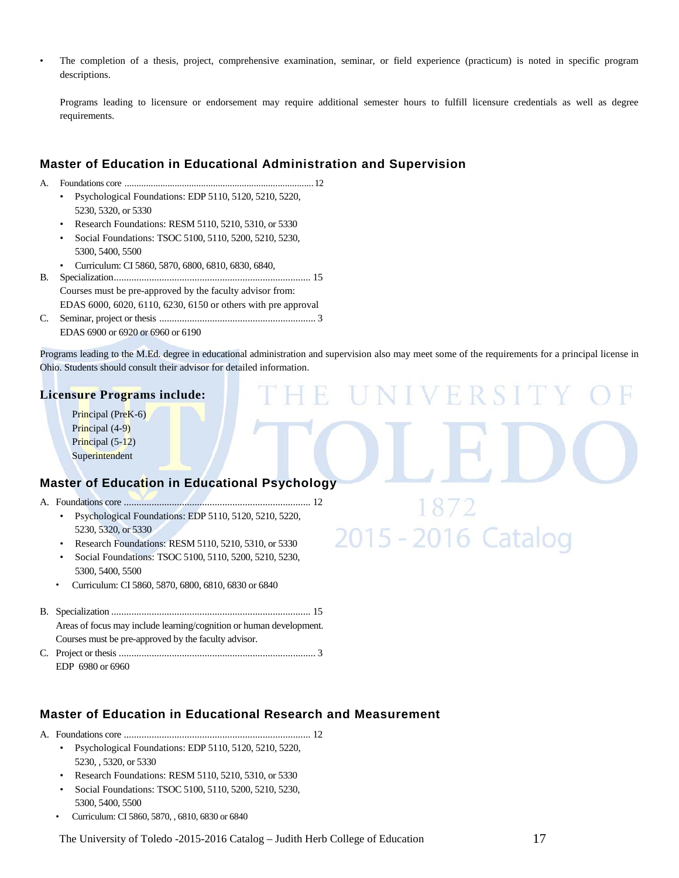- The completion of a thesis, project, comprehensive examination, seminar, or field experience (practicum) is noted in specific program descriptions.

  Programs leading to licensure or endorsement may require additional semester hours to fulfill licensure credentials as well as degree requirements.

## Master of Education in Educational Administration and Supervision

A. Foundations core ........................................................................... 12
- Psychological Foundations: EDP 5110, 5120, 5210, 5220, 5230, 5320, or 5330
- Research Foundations: RESM 5110, 5210, 5310, or 5330
- Social Foundations: TSOC 5100, 5110, 5200, 5210, 5230, 5300, 5400, 5500
- Curriculum: CI 5860, 5870, 6800, 6810, 6830, 6840,

B. Specialization........................................................................... 15
Courses must be pre-approved by the faculty advisor from:
EDAS 6000, 6020, 6110, 6230, 6150 or others with pre approval

C. Seminar, project or thesis .......................................................... 3
EDAS 6900 or 6920 or 6960 or 6190

Programs leading to the M.Ed. degree in educational administration and supervision also may meet some of the requirements for a principal license in Ohio. Students should consult their advisor for detailed information.

### Licensure Programs include:

Principal (PreK-6)
Principal (4-9)
Principal (5-12)
Superintendent

## Master of Education in Educational Psychology

A. Foundations core ........................................................................ 12
- Psychological Foundations: EDP 5110, 5120, 5210, 5220, 5230, 5320, or 5330
- Research Foundations: RESM 5110, 5210, 5310, or 5330
- Social Foundations: TSOC 5100, 5110, 5200, 5210, 5230, 5300, 5400, 5500
- Curriculum: CI 5860, 5870, 6800, 6810, 6830 or 6840

B. Specialization ............................................................................. 15
Areas of focus may include learning/cognition or human development.
Courses must be pre-approved by the faculty advisor.

C. Project or thesis ........................................................................... 3
EDP 6980 or 6960

## Master of Education in Educational Research and Measurement

A. Foundations core ........................................................................ 12
- Psychological Foundations: EDP 5110, 5120, 5210, 5220, 5230, , 5320, or 5330
- Research Foundations: RESM 5110, 5210, 5310, or 5330
- Social Foundations: TSOC 5100, 5110, 5200, 5210, 5230, 5300, 5400, 5500
- Curriculum: CI 5860, 5870, , 6810, 6830 or 6840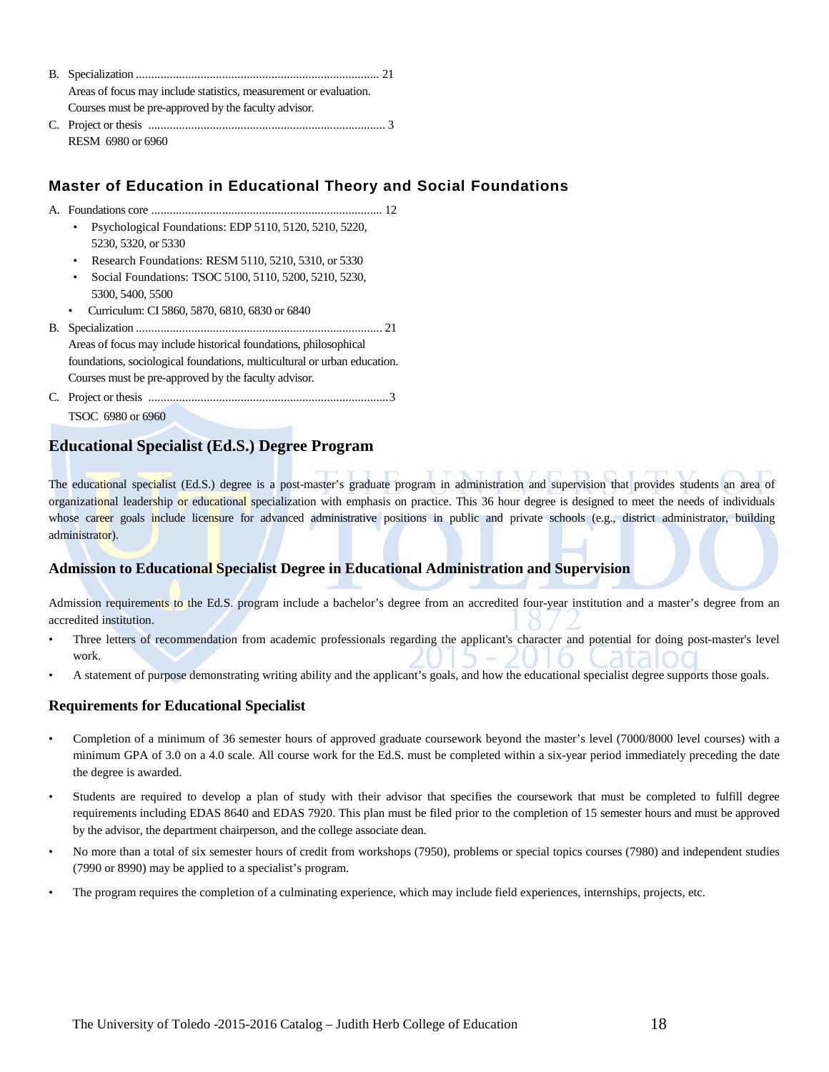B. Specialization .............................................................................. 21
Areas of focus may include statistics, measurement or evaluation.
Courses must be pre-approved by the faculty advisor.

C. Project or thesis ............................................................................ 3
RESM 6980 or 6960

### Master of Education in Educational Theory and Social Foundations

A. Foundations core .......................................................................... 12
- Psychological Foundations: EDP 5110, 5120, 5210, 5220, 5230, 5320, or 5330
- Research Foundations: RESM 5110, 5210, 5310, or 5330
- Social Foundations: TSOC 5100, 5110, 5200, 5210, 5230, 5300, 5400, 5500
- Curriculum: CI 5860, 5870, 6810, 6830 or 6840

B. Specialization ............................................................................... 21
Areas of focus may include historical foundations, philosophical foundations, sociological foundations, multicultural or urban education.
Courses must be pre-approved by the faculty advisor.

C. Project or thesis .............................................................................3
TSOC 6980 or 6960

## Educational Specialist (Ed.S.) Degree Program

The educational specialist (Ed.S.) degree is a post-master's graduate program in administration and supervision that provides students an area of organizational leadership or educational specialization with emphasis on practice. This 36 hour degree is designed to meet the needs of individuals whose career goals include licensure for advanced administrative positions in public and private schools (e.g., district administrator, building administrator).

### Admission to Educational Specialist Degree in Educational Administration and Supervision

Admission requirements to the Ed.S. program include a bachelor's degree from an accredited four-year institution and a master's degree from an accredited institution.

- Three letters of recommendation from academic professionals regarding the applicant's character and potential for doing post-master's level work.
- A statement of purpose demonstrating writing ability and the applicant's goals, and how the educational specialist degree supports those goals.

### Requirements for Educational Specialist

- Completion of a minimum of 36 semester hours of approved graduate coursework beyond the master's level (7000/8000 level courses) with a minimum GPA of 3.0 on a 4.0 scale. All course work for the Ed.S. must be completed within a six-year period immediately preceding the date the degree is awarded.
- Students are required to develop a plan of study with their advisor that specifies the coursework that must be completed to fulfill degree requirements including EDAS 8640 and EDAS 7920. This plan must be filed prior to the completion of 15 semester hours and must be approved by the advisor, the department chairperson, and the college associate dean.
- No more than a total of six semester hours of credit from workshops (7950), problems or special topics courses (7980) and independent studies (7990 or 8990) may be applied to a specialist's program.
- The program requires the completion of a culminating experience, which may include field experiences, internships, projects, etc.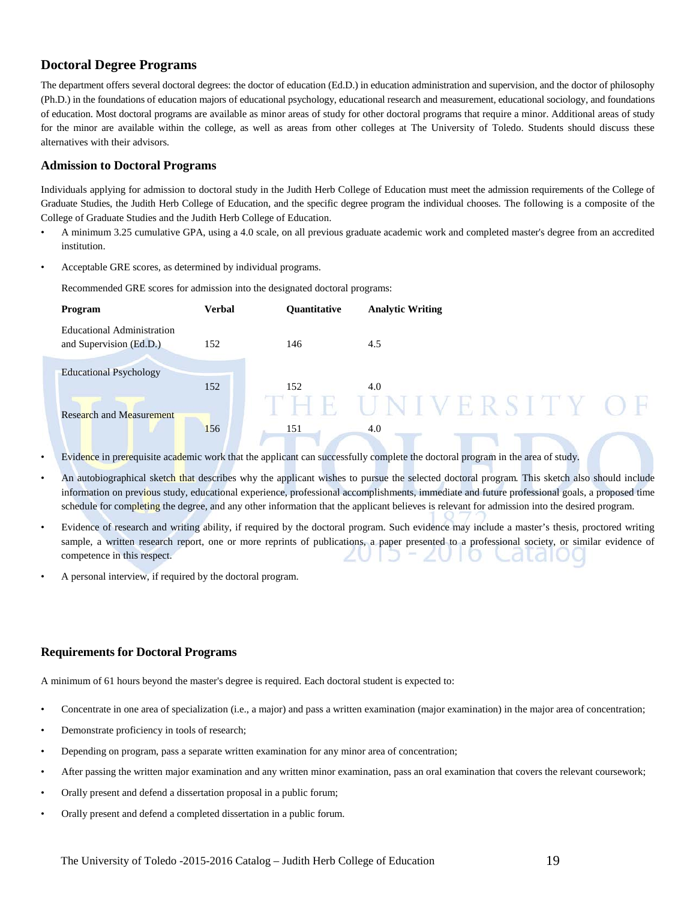## Doctoral Degree Programs

The department offers several doctoral degrees: the doctor of education (Ed.D.) in education administration and supervision, and the doctor of philosophy (Ph.D.) in the foundations of education majors of educational psychology, educational research and measurement, educational sociology, and foundations of education. Most doctoral programs are available as minor areas of study for other doctoral programs that require a minor. Additional areas of study for the minor are available within the college, as well as areas from other colleges at The University of Toledo. Students should discuss these alternatives with their advisors.

## Admission to Doctoral Programs

Individuals applying for admission to doctoral study in the Judith Herb College of Education must meet the admission requirements of the College of Graduate Studies, the Judith Herb College of Education, and the specific degree program the individual chooses. The following is a composite of the College of Graduate Studies and the Judith Herb College of Education.

- A minimum 3.25 cumulative GPA, using a 4.0 scale, on all previous graduate academic work and completed master's degree from an accredited institution.
- Acceptable GRE scores, as determined by individual programs.

  Recommended GRE scores for admission into the designated doctoral programs:

| Program | Verbal | Quantitative | Analytic Writing |
|---|---|---|---|
| Educational Administration and Supervision (Ed.D.) | 152 | 146 | 4.5 |
| Educational Psychology | 152 | 152 | 4.0 |
| Research and Measurement | 156 | 151 | 4.0 |

- Evidence in prerequisite academic work that the applicant can successfully complete the doctoral program in the area of study.
- An autobiographical sketch that describes why the applicant wishes to pursue the selected doctoral program. This sketch also should include information on previous study, educational experience, professional accomplishments, immediate and future professional goals, a proposed time schedule for completing the degree, and any other information that the applicant believes is relevant for admission into the desired program.
- Evidence of research and writing ability, if required by the doctoral program. Such evidence may include a master's thesis, proctored writing sample, a written research report, one or more reprints of publications, a paper presented to a professional society, or similar evidence of competence in this respect.
- A personal interview, if required by the doctoral program.

## Requirements for Doctoral Programs

A minimum of 61 hours beyond the master's degree is required. Each doctoral student is expected to:

- Concentrate in one area of specialization (i.e., a major) and pass a written examination (major examination) in the major area of concentration;
- Demonstrate proficiency in tools of research;
- Depending on program, pass a separate written examination for any minor area of concentration;
- After passing the written major examination and any written minor examination, pass an oral examination that covers the relevant coursework;
- Orally present and defend a dissertation proposal in a public forum;
- Orally present and defend a completed dissertation in a public forum.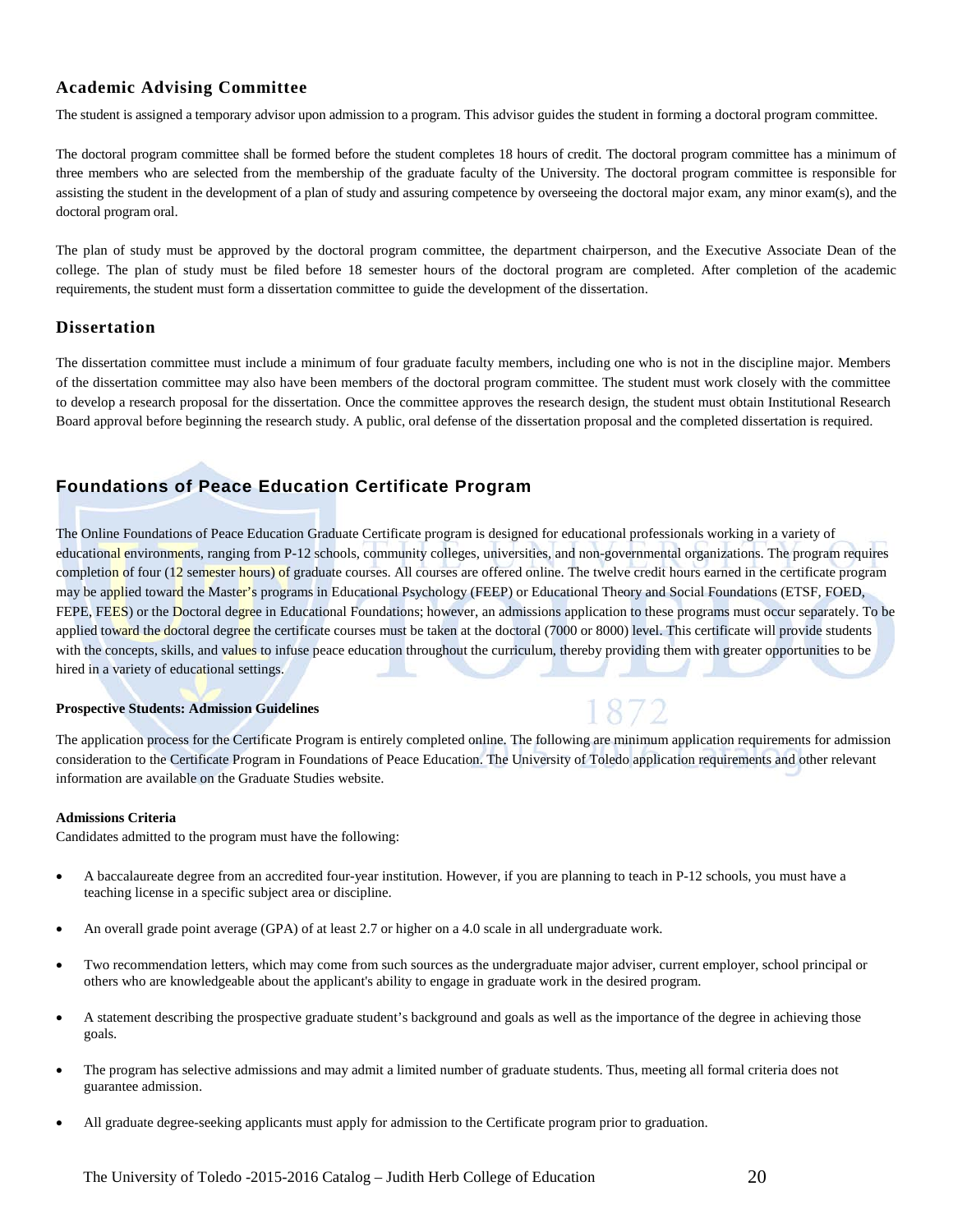## Academic Advising Committee

The student is assigned a temporary advisor upon admission to a program. This advisor guides the student in forming a doctoral program committee.

The doctoral program committee shall be formed before the student completes 18 hours of credit. The doctoral program committee has a minimum of three members who are selected from the membership of the graduate faculty of the University. The doctoral program committee is responsible for assisting the student in the development of a plan of study and assuring competence by overseeing the doctoral major exam, any minor exam(s), and the doctoral program oral.

The plan of study must be approved by the doctoral program committee, the department chairperson, and the Executive Associate Dean of the college. The plan of study must be filed before 18 semester hours of the doctoral program are completed. After completion of the academic requirements, the student must form a dissertation committee to guide the development of the dissertation.

## Dissertation

The dissertation committee must include a minimum of four graduate faculty members, including one who is not in the discipline major. Members of the dissertation committee may also have been members of the doctoral program committee. The student must work closely with the committee to develop a research proposal for the dissertation. Once the committee approves the research design, the student must obtain Institutional Research Board approval before beginning the research study. A public, oral defense of the dissertation proposal and the completed dissertation is required.

## Foundations of Peace Education Certificate Program

The Online Foundations of Peace Education Graduate Certificate program is designed for educational professionals working in a variety of educational environments, ranging from P-12 schools, community colleges, universities, and non-governmental organizations. The program requires completion of four (12 semester hours) of graduate courses. All courses are offered online. The twelve credit hours earned in the certificate program may be applied toward the Master's programs in Educational Psychology (FEEP) or Educational Theory and Social Foundations (ETSF, FOED, FEPE, FEES) or the Doctoral degree in Educational Foundations; however, an admissions application to these programs must occur separately. To be applied toward the doctoral degree the certificate courses must be taken at the doctoral (7000 or 8000) level. This certificate will provide students with the concepts, skills, and values to infuse peace education throughout the curriculum, thereby providing them with greater opportunities to be hired in a variety of educational settings.

**Prospective Students: Admission Guidelines**

The application process for the Certificate Program is entirely completed online. The following are minimum application requirements for admission consideration to the Certificate Program in Foundations of Peace Education. The University of Toledo application requirements and other relevant information are available on the Graduate Studies website.

**Admissions Criteria**

Candidates admitted to the program must have the following:

- A baccalaureate degree from an accredited four-year institution. However, if you are planning to teach in P-12 schools, you must have a teaching license in a specific subject area or discipline.
- An overall grade point average (GPA) of at least 2.7 or higher on a 4.0 scale in all undergraduate work.
- Two recommendation letters, which may come from such sources as the undergraduate major adviser, current employer, school principal or others who are knowledgeable about the applicant's ability to engage in graduate work in the desired program.
- A statement describing the prospective graduate student's background and goals as well as the importance of the degree in achieving those goals.
- The program has selective admissions and may admit a limited number of graduate students. Thus, meeting all formal criteria does not guarantee admission.
- All graduate degree-seeking applicants must apply for admission to the Certificate program prior to graduation.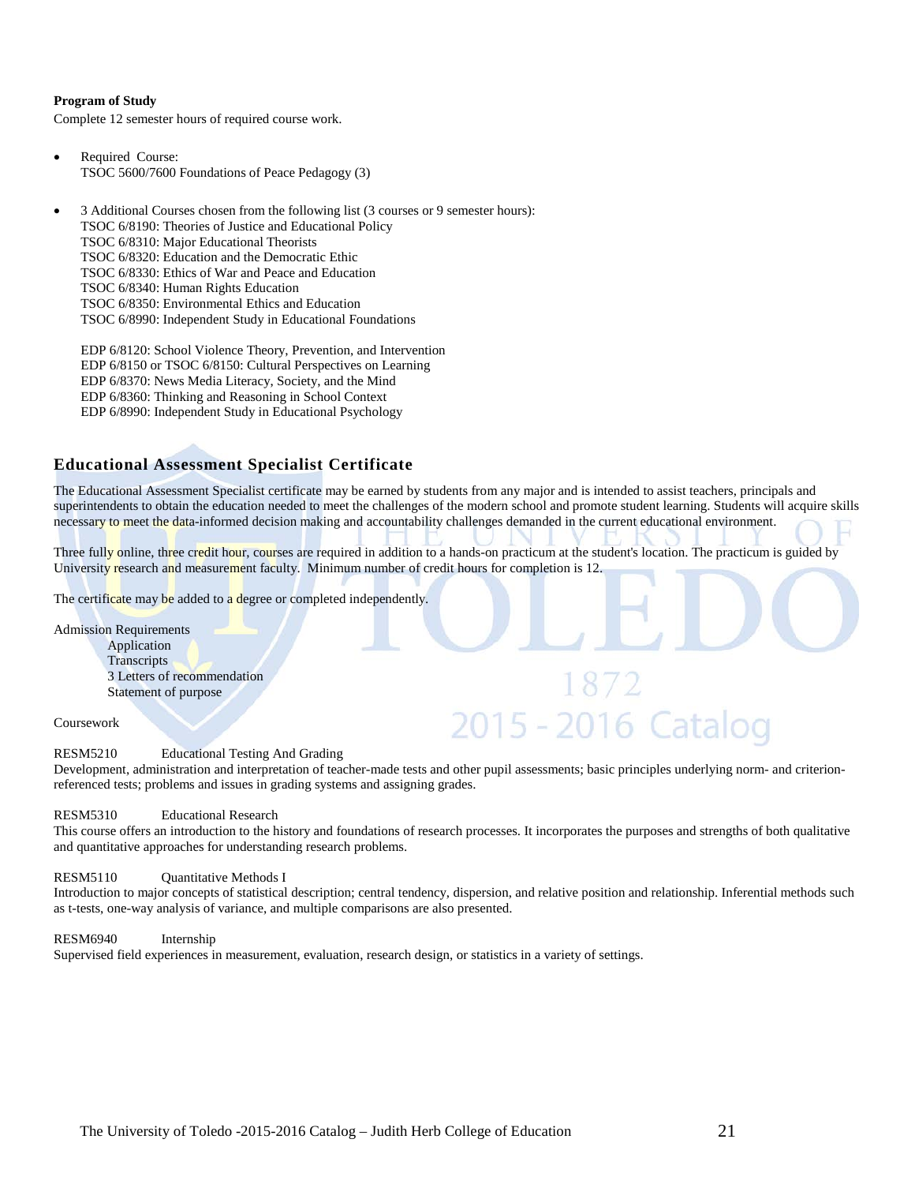**Program of Study**
Complete 12 semester hours of required course work.

- Required Course:
  TSOC 5600/7600 Foundations of Peace Pedagogy (3)

- 3 Additional Courses chosen from the following list (3 courses or 9 semester hours):
  TSOC 6/8190: Theories of Justice and Educational Policy
  TSOC 6/8310: Major Educational Theorists
  TSOC 6/8320: Education and the Democratic Ethic
  TSOC 6/8330: Ethics of War and Peace and Education
  TSOC 6/8340: Human Rights Education
  TSOC 6/8350: Environmental Ethics and Education
  TSOC 6/8990: Independent Study in Educational Foundations

  EDP 6/8120: School Violence Theory, Prevention, and Intervention
  EDP 6/8150 or TSOC 6/8150: Cultural Perspectives on Learning
  EDP 6/8370: News Media Literacy, Society, and the Mind
  EDP 6/8360: Thinking and Reasoning in School Context
  EDP 6/8990: Independent Study in Educational Psychology

## Educational Assessment Specialist Certificate

The Educational Assessment Specialist certificate may be earned by students from any major and is intended to assist teachers, principals and superintendents to obtain the education needed to meet the challenges of the modern school and promote student learning. Students will acquire skills necessary to meet the data-informed decision making and accountability challenges demanded in the current educational environment.

Three fully online, three credit hour, courses are required in addition to a hands-on practicum at the student's location. The practicum is guided by University research and measurement faculty. Minimum number of credit hours for completion is 12.

The certificate may be added to a degree or completed independently.

Admission Requirements
- Application
- Transcripts
- 3 Letters of recommendation
- Statement of purpose

Coursework

RESM5210 Educational Testing And Grading
Development, administration and interpretation of teacher-made tests and other pupil assessments; basic principles underlying norm- and criterion-referenced tests; problems and issues in grading systems and assigning grades.

RESM5310 Educational Research
This course offers an introduction to the history and foundations of research processes. It incorporates the purposes and strengths of both qualitative and quantitative approaches for understanding research problems.

RESM5110 Quantitative Methods I
Introduction to major concepts of statistical description; central tendency, dispersion, and relative position and relationship. Inferential methods such as t-tests, one-way analysis of variance, and multiple comparisons are also presented.

RESM6940 Internship
Supervised field experiences in measurement, evaluation, research design, or statistics in a variety of settings.